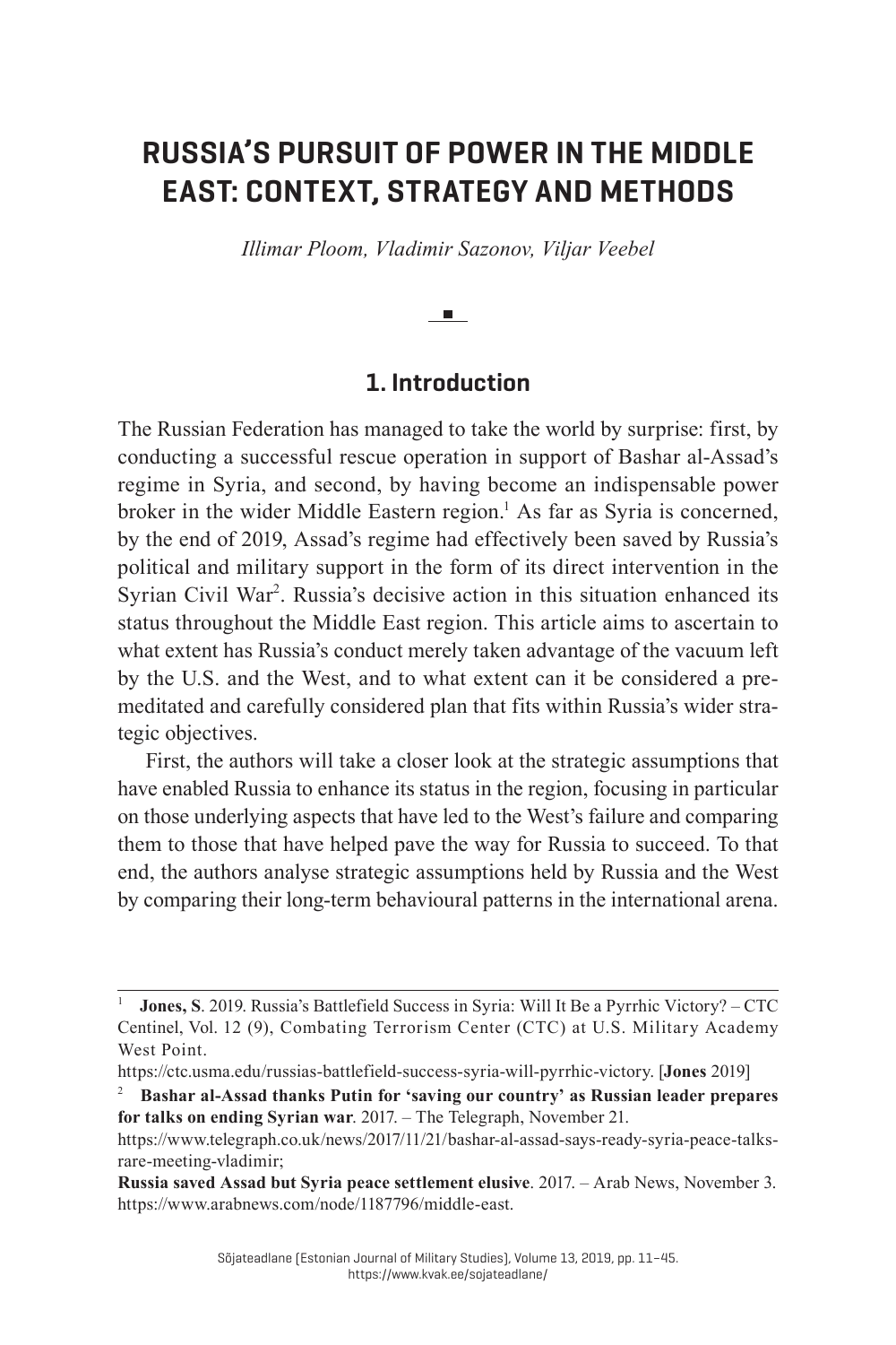# RUSSIA'S PURSUIT OF POWER IN THE MIDDLE EAST: CONTEXT, STRATEGY AND METHODS

*Illimar Ploom, Vladimir Sazonov, Viljar Veebel*

## 1. Introduction

The Russian Federation has managed to take the world by surprise: first, by conducting a successful rescue operation in support of Bashar al-Assad's regime in Syria, and second, by having become an indispensable power broker in the wider Middle Eastern region.[1] As far as Syria is concerned, by the end of 2019, Assad's regime had effectively been saved by Russia's political and military support in the form of its direct intervention in the Syrian Civil War[2]. Russia's decisive action in this situation enhanced its status throughout the Middle East region. This article aims to ascertain to what extent has Russia's conduct merely taken advantage of the vacuum left by the U.S. and the West, and to what extent can it be considered a premeditated and carefully considered plan that fits within Russia's wider strategic objectives.

First, the authors will take a closer look at the strategic assumptions that have enabled Russia to enhance its status in the region, focusing in particular on those underlying aspects that have led to the West's failure and comparing them to those that have helped pave the way for Russia to succeed. To that end, the authors analyse strategic assumptions held by Russia and the West by comparing their long-term behavioural patterns in the international arena.

---

[1] **Jones, S**. 2019. Russia's Battlefield Success in Syria: Will It Be a Pyrrhic Victory? – CTC Centinel, Vol. 12 (9), Combating Terrorism Center (CTC) at U.S. Military Academy West Point.
https://ctc.usma.edu/russias-battlefield-success-syria-will-pyrrhic-victory. [**Jones** 2019]

[2] **Bashar al-Assad thanks Putin for 'saving our country' as Russian leader prepares for talks on ending Syrian war**. 2017. – The Telegraph, November 21.
https://www.telegraph.co.uk/news/2017/11/21/bashar-al-assad-says-ready-syria-peace-talks-rare-meeting-vladimir;
**Russia saved Assad but Syria peace settlement elusive**. 2017. – Arab News, November 3.
https://www.arabnews.com/node/1187796/middle-east.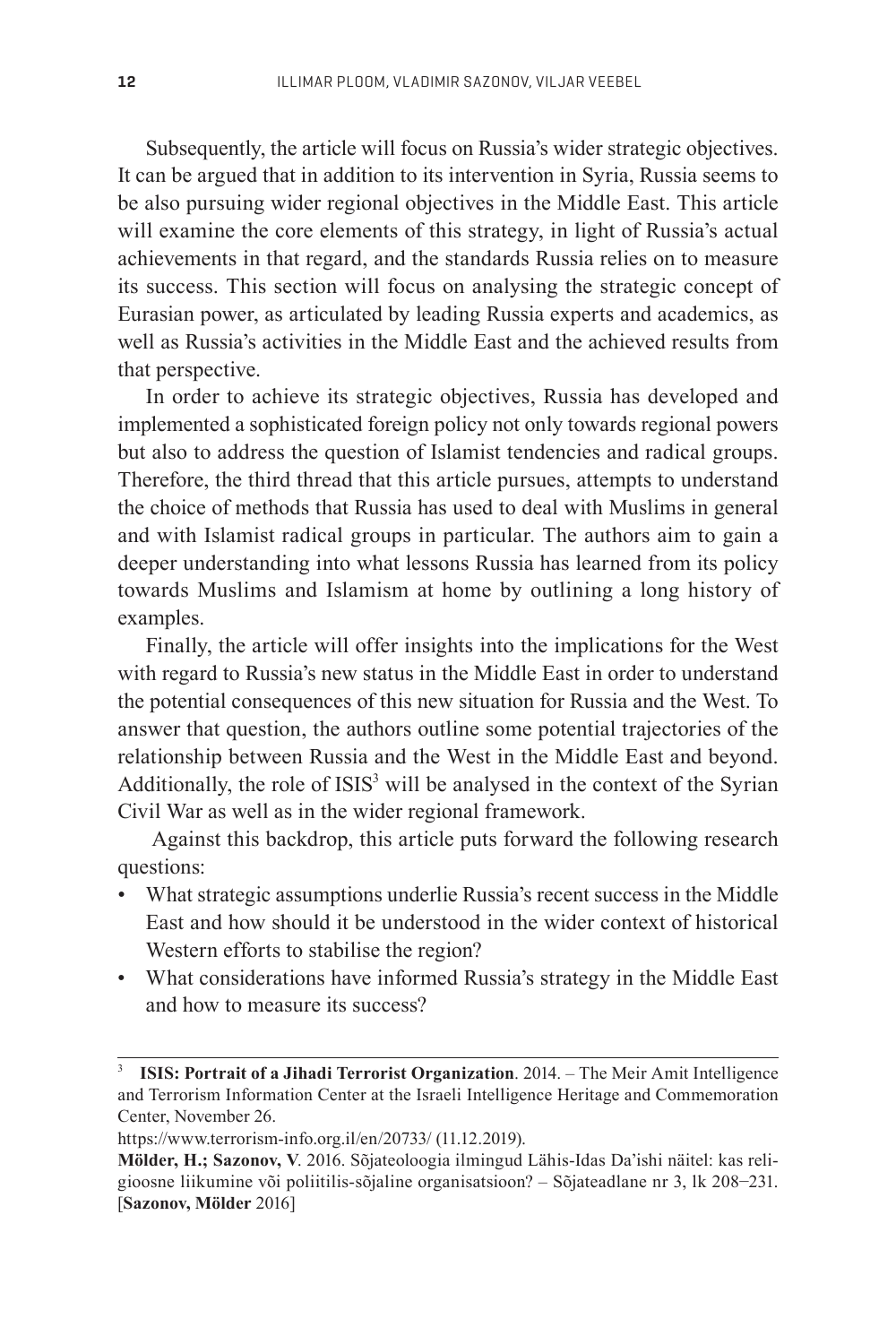Subsequently, the article will focus on Russia's wider strategic objectives. It can be argued that in addition to its intervention in Syria, Russia seems to be also pursuing wider regional objectives in the Middle East. This article will examine the core elements of this strategy, in light of Russia's actual achievements in that regard, and the standards Russia relies on to measure its success. This section will focus on analysing the strategic concept of Eurasian power, as articulated by leading Russia experts and academics, as well as Russia's activities in the Middle East and the achieved results from that perspective.

In order to achieve its strategic objectives, Russia has developed and implemented a sophisticated foreign policy not only towards regional powers but also to address the question of Islamist tendencies and radical groups. Therefore, the third thread that this article pursues, attempts to understand the choice of methods that Russia has used to deal with Muslims in general and with Islamist radical groups in particular. The authors aim to gain a deeper understanding into what lessons Russia has learned from its policy towards Muslims and Islamism at home by outlining a long history of examples.

Finally, the article will offer insights into the implications for the West with regard to Russia's new status in the Middle East in order to understand the potential consequences of this new situation for Russia and the West. To answer that question, the authors outline some potential trajectories of the relationship between Russia and the West in the Middle East and beyond. Additionally, the role of ISIS[3] will be analysed in the context of the Syrian Civil War as well as in the wider regional framework.

Against this backdrop, this article puts forward the following research questions:

- What strategic assumptions underlie Russia's recent success in the Middle East and how should it be understood in the wider context of historical Western efforts to stabilise the region?
- What considerations have informed Russia's strategy in the Middle East and how to measure its success?

---

[3] **ISIS: Portrait of a Jihadi Terrorist Organization**. 2014. – The Meir Amit Intelligence and Terrorism Information Center at the Israeli Intelligence Heritage and Commemoration Center, November 26.

https://www.terrorism-info.org.il/en/20733/ (11.12.2019).

**Mölder, H.; Sazonov, V**. 2016. Sõjateoloogia ilmingud Lähis-Idas Da'ishi näitel: kas religioosne liikumine või poliitilis-sõjaline organisatsioon? – Sõjateadlane nr 3, lk 208−231. [**Sazonov, Mölder** 2016]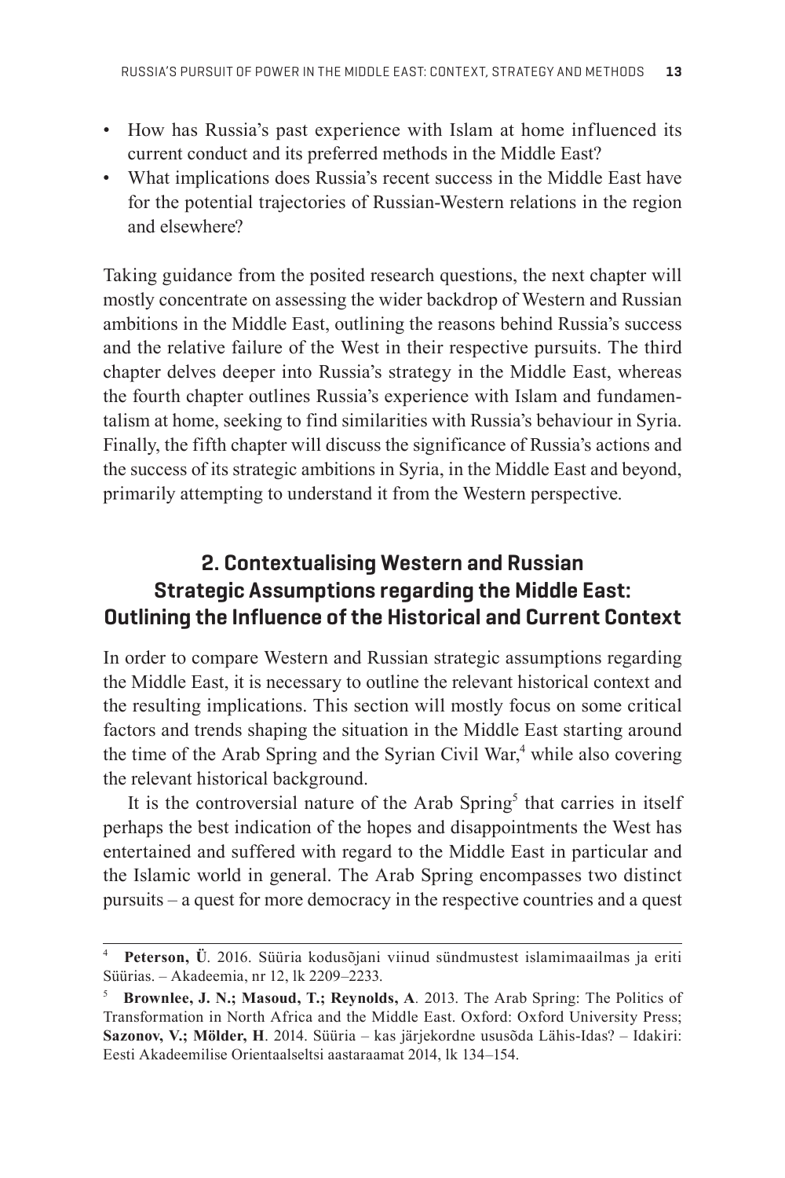- How has Russia's past experience with Islam at home influenced its current conduct and its preferred methods in the Middle East?
- What implications does Russia's recent success in the Middle East have for the potential trajectories of Russian-Western relations in the region and elsewhere?

Taking guidance from the posited research questions, the next chapter will mostly concentrate on assessing the wider backdrop of Western and Russian ambitions in the Middle East, outlining the reasons behind Russia's success and the relative failure of the West in their respective pursuits. The third chapter delves deeper into Russia's strategy in the Middle East, whereas the fourth chapter outlines Russia's experience with Islam and fundamentalism at home, seeking to find similarities with Russia's behaviour in Syria. Finally, the fifth chapter will discuss the significance of Russia's actions and the success of its strategic ambitions in Syria, in the Middle East and beyond, primarily attempting to understand it from the Western perspective.

## 2. Contextualising Western and Russian Strategic Assumptions regarding the Middle East: Outlining the Influence of the Historical and Current Context

In order to compare Western and Russian strategic assumptions regarding the Middle East, it is necessary to outline the relevant historical context and the resulting implications. This section will mostly focus on some critical factors and trends shaping the situation in the Middle East starting around the time of the Arab Spring and the Syrian Civil War,[4] while also covering the relevant historical background.

It is the controversial nature of the Arab Spring[5] that carries in itself perhaps the best indication of the hopes and disappointments the West has entertained and suffered with regard to the Middle East in particular and the Islamic world in general. The Arab Spring encompasses two distinct pursuits – a quest for more democracy in the respective countries and a quest

---

[4] **Peterson, Ü**. 2016. Süüria kodusõjani viinud sündmustest islamimaailmas ja eriti Süürias. – Akadeemia, nr 12, lk 2209–2233.

[5] **Brownlee, J. N.; Masoud, T.; Reynolds, A**. 2013. The Arab Spring: The Politics of Transformation in North Africa and the Middle East. Oxford: Oxford University Press; **Sazonov, V.; Mölder, H**. 2014. Süüria – kas järjekordne ususõda Lähis-Idas? – Idakiri: Eesti Akadeemilise Orientaalseltsi aastaraamat 2014, lk 134–154.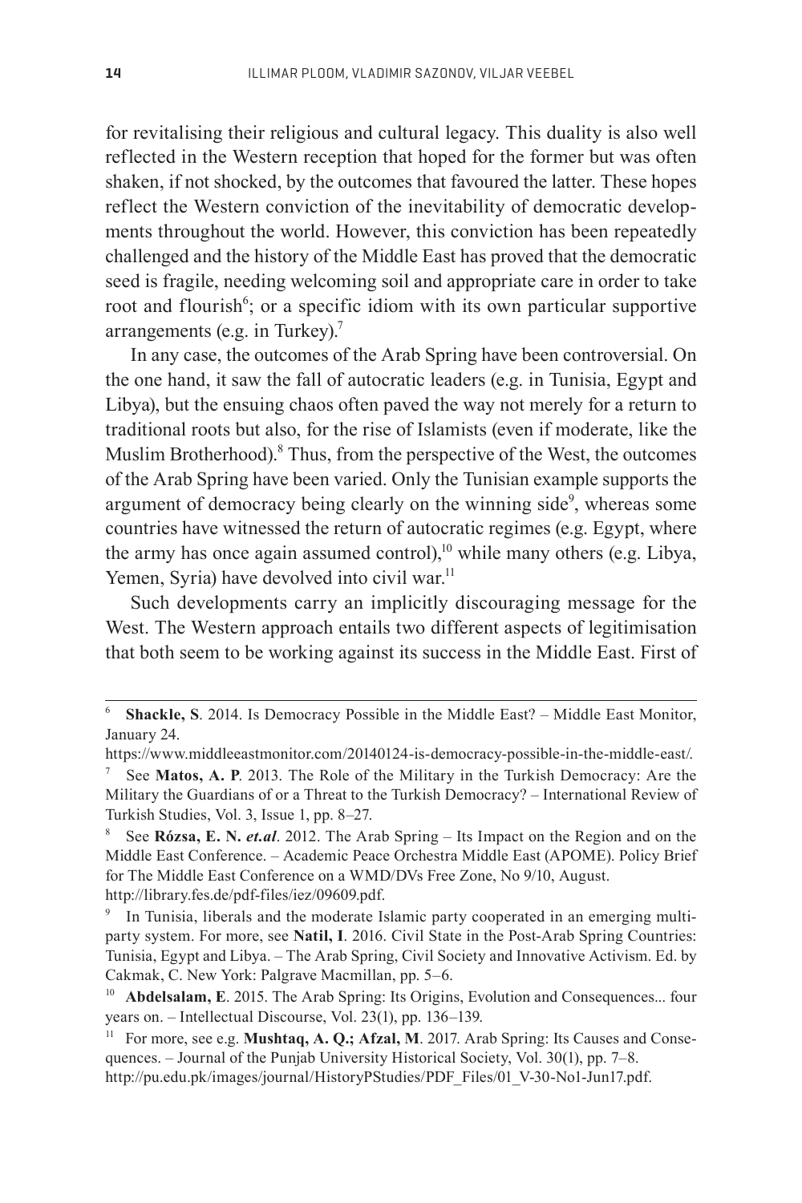for revitalising their religious and cultural legacy. This duality is also well reflected in the Western reception that hoped for the former but was often shaken, if not shocked, by the outcomes that favoured the latter. These hopes reflect the Western conviction of the inevitability of democratic developments throughout the world. However, this conviction has been repeatedly challenged and the history of the Middle East has proved that the democratic seed is fragile, needing welcoming soil and appropriate care in order to take root and flourish[6]; or a specific idiom with its own particular supportive arrangements (e.g. in Turkey).[7]

In any case, the outcomes of the Arab Spring have been controversial. On the one hand, it saw the fall of autocratic leaders (e.g. in Tunisia, Egypt and Libya), but the ensuing chaos often paved the way not merely for a return to traditional roots but also, for the rise of Islamists (even if moderate, like the Muslim Brotherhood).[8] Thus, from the perspective of the West, the outcomes of the Arab Spring have been varied. Only the Tunisian example supports the argument of democracy being clearly on the winning side[9], whereas some countries have witnessed the return of autocratic regimes (e.g. Egypt, where the army has once again assumed control),[10] while many others (e.g. Libya, Yemen, Syria) have devolved into civil war.[11]

Such developments carry an implicitly discouraging message for the West. The Western approach entails two different aspects of legitimisation that both seem to be working against its success in the Middle East. First of

---

[6] **Shackle, S**. 2014. Is Democracy Possible in the Middle East? – Middle East Monitor, January 24.
https://www.middleeastmonitor.com/20140124-is-democracy-possible-in-the-middle-east/.

[7] See **Matos, A. P**. 2013. The Role of the Military in the Turkish Democracy: Are the Military the Guardians of or a Threat to the Turkish Democracy? – International Review of Turkish Studies, Vol. 3, Issue 1, pp. 8–27.

[8] See **Rózsa, E. N.** ***et.al***. 2012. The Arab Spring – Its Impact on the Region and on the Middle East Conference. – Academic Peace Orchestra Middle East (APOME). Policy Brief for The Middle East Conference on a WMD/DVs Free Zone, No 9/10, August.
http://library.fes.de/pdf-files/iez/09609.pdf.

[9] In Tunisia, liberals and the moderate Islamic party cooperated in an emerging multiparty system. For more, see **Natil, I**. 2016. Civil State in the Post-Arab Spring Countries: Tunisia, Egypt and Libya. – The Arab Spring, Civil Society and Innovative Activism. Ed. by Cakmak, C. New York: Palgrave Macmillan, pp. 5–6.

[10] **Abdelsalam, E**. 2015. The Arab Spring: Its Origins, Evolution and Consequences... four years on. – Intellectual Discourse, Vol. 23(1), pp. 136–139.

[11] For more, see e.g. **Mushtaq, A. Q.; Afzal, M**. 2017. Arab Spring: Its Causes and Consequences. – Journal of the Punjab University Historical Society, Vol. 30(1), pp. 7–8.
http://pu.edu.pk/images/journal/HistoryPStudies/PDF_Files/01_V-30-No1-Jun17.pdf.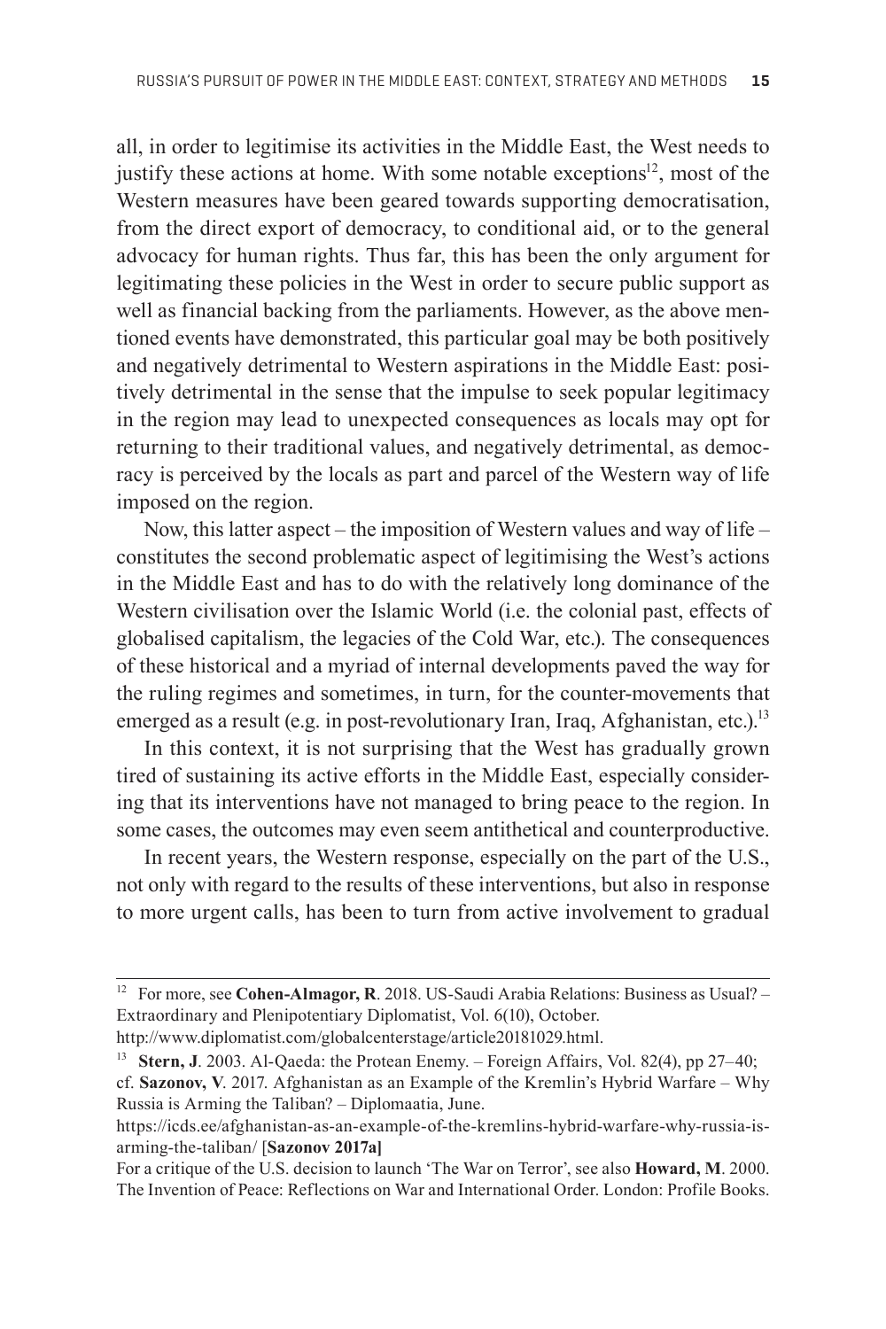all, in order to legitimise its activities in the Middle East, the West needs to justify these actions at home. With some notable exceptions[12], most of the Western measures have been geared towards supporting democratisation, from the direct export of democracy, to conditional aid, or to the general advocacy for human rights. Thus far, this has been the only argument for legitimating these policies in the West in order to secure public support as well as financial backing from the parliaments. However, as the above mentioned events have demonstrated, this particular goal may be both positively and negatively detrimental to Western aspirations in the Middle East: positively detrimental in the sense that the impulse to seek popular legitimacy in the region may lead to unexpected consequences as locals may opt for returning to their traditional values, and negatively detrimental, as democracy is perceived by the locals as part and parcel of the Western way of life imposed on the region.

Now, this latter aspect – the imposition of Western values and way of life – constitutes the second problematic aspect of legitimising the West's actions in the Middle East and has to do with the relatively long dominance of the Western civilisation over the Islamic World (i.e. the colonial past, effects of globalised capitalism, the legacies of the Cold War, etc.). The consequences of these historical and a myriad of internal developments paved the way for the ruling regimes and sometimes, in turn, for the counter-movements that emerged as a result (e.g. in post-revolutionary Iran, Iraq, Afghanistan, etc.).[13]

In this context, it is not surprising that the West has gradually grown tired of sustaining its active efforts in the Middle East, especially considering that its interventions have not managed to bring peace to the region. In some cases, the outcomes may even seem antithetical and counterproductive.

In recent years, the Western response, especially on the part of the U.S., not only with regard to the results of these interventions, but also in response to more urgent calls, has been to turn from active involvement to gradual

---

[12] For more, see **Cohen-Almagor, R**. 2018. US-Saudi Arabia Relations: Business as Usual? – Extraordinary and Plenipotentiary Diplomatist, Vol. 6(10), October. http://www.diplomatist.com/globalcenterstage/article20181029.html.

[13] **Stern, J**. 2003. Al-Qaeda: the Protean Enemy. – Foreign Affairs, Vol. 82(4), pp 27–40; cf. **Sazonov, V**. 2017. Afghanistan as an Example of the Kremlin's Hybrid Warfare – Why Russia is Arming the Taliban? – Diplomaatia, June. https://icds.ee/afghanistan-as-an-example-of-the-kremlins-hybrid-warfare-why-russia-is-arming-the-taliban/ [**Sazonov 2017a]**

For a critique of the U.S. decision to launch 'The War on Terror', see also **Howard, M**. 2000. The Invention of Peace: Reflections on War and International Order. London: Profile Books.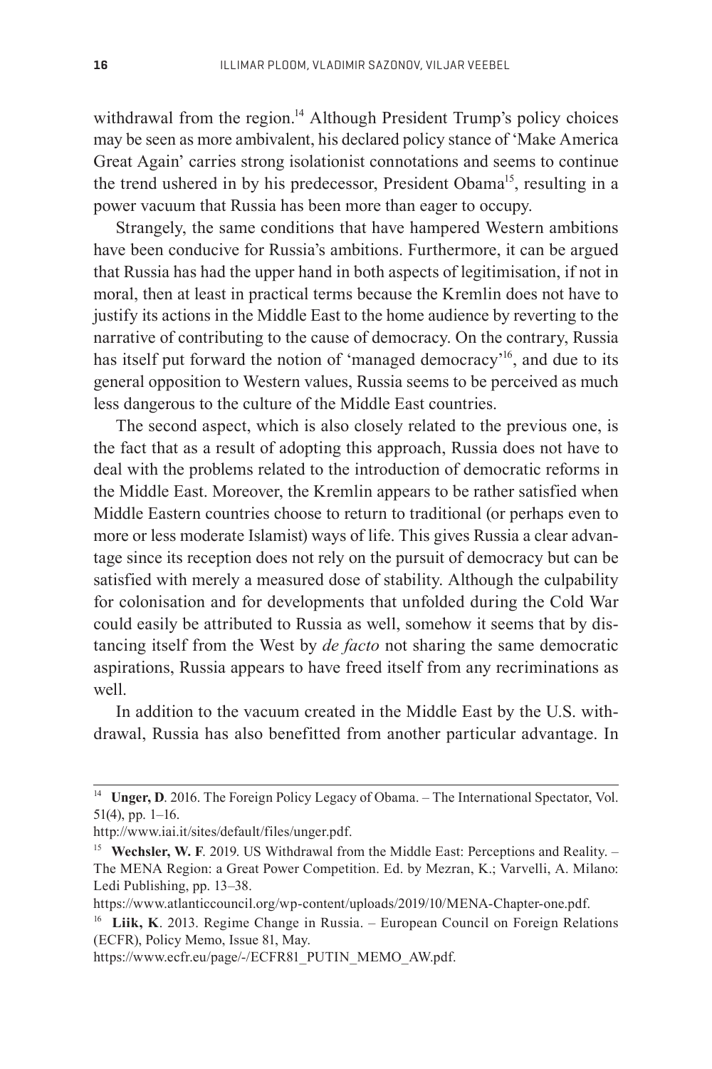withdrawal from the region.[14] Although President Trump's policy choices may be seen as more ambivalent, his declared policy stance of 'Make America Great Again' carries strong isolationist connotations and seems to continue the trend ushered in by his predecessor, President Obama[15], resulting in a power vacuum that Russia has been more than eager to occupy.

Strangely, the same conditions that have hampered Western ambitions have been conducive for Russia's ambitions. Furthermore, it can be argued that Russia has had the upper hand in both aspects of legitimisation, if not in moral, then at least in practical terms because the Kremlin does not have to justify its actions in the Middle East to the home audience by reverting to the narrative of contributing to the cause of democracy. On the contrary, Russia has itself put forward the notion of 'managed democracy'[16], and due to its general opposition to Western values, Russia seems to be perceived as much less dangerous to the culture of the Middle East countries.

The second aspect, which is also closely related to the previous one, is the fact that as a result of adopting this approach, Russia does not have to deal with the problems related to the introduction of democratic reforms in the Middle East. Moreover, the Kremlin appears to be rather satisfied when Middle Eastern countries choose to return to traditional (or perhaps even to more or less moderate Islamist) ways of life. This gives Russia a clear advantage since its reception does not rely on the pursuit of democracy but can be satisfied with merely a measured dose of stability. Although the culpability for colonisation and for developments that unfolded during the Cold War could easily be attributed to Russia as well, somehow it seems that by distancing itself from the West by *de facto* not sharing the same democratic aspirations, Russia appears to have freed itself from any recriminations as well.

In addition to the vacuum created in the Middle East by the U.S. withdrawal, Russia has also benefitted from another particular advantage. In

---

[14] **Unger, D**. 2016. The Foreign Policy Legacy of Obama. – The International Spectator, Vol. 51(4), pp. 1–16.
http://www.iai.it/sites/default/files/unger.pdf.

[15] **Wechsler, W. F**. 2019. US Withdrawal from the Middle East: Perceptions and Reality. – The MENA Region: a Great Power Competition. Ed. by Mezran, K.; Varvelli, A. Milano: Ledi Publishing, pp. 13–38.
https://www.atlanticcouncil.org/wp-content/uploads/2019/10/MENA-Chapter-one.pdf.

[16] **Liik, K**. 2013. Regime Change in Russia. – European Council on Foreign Relations (ECFR), Policy Memo, Issue 81, May.
https://www.ecfr.eu/page/-/ECFR81_PUTIN_MEMO_AW.pdf.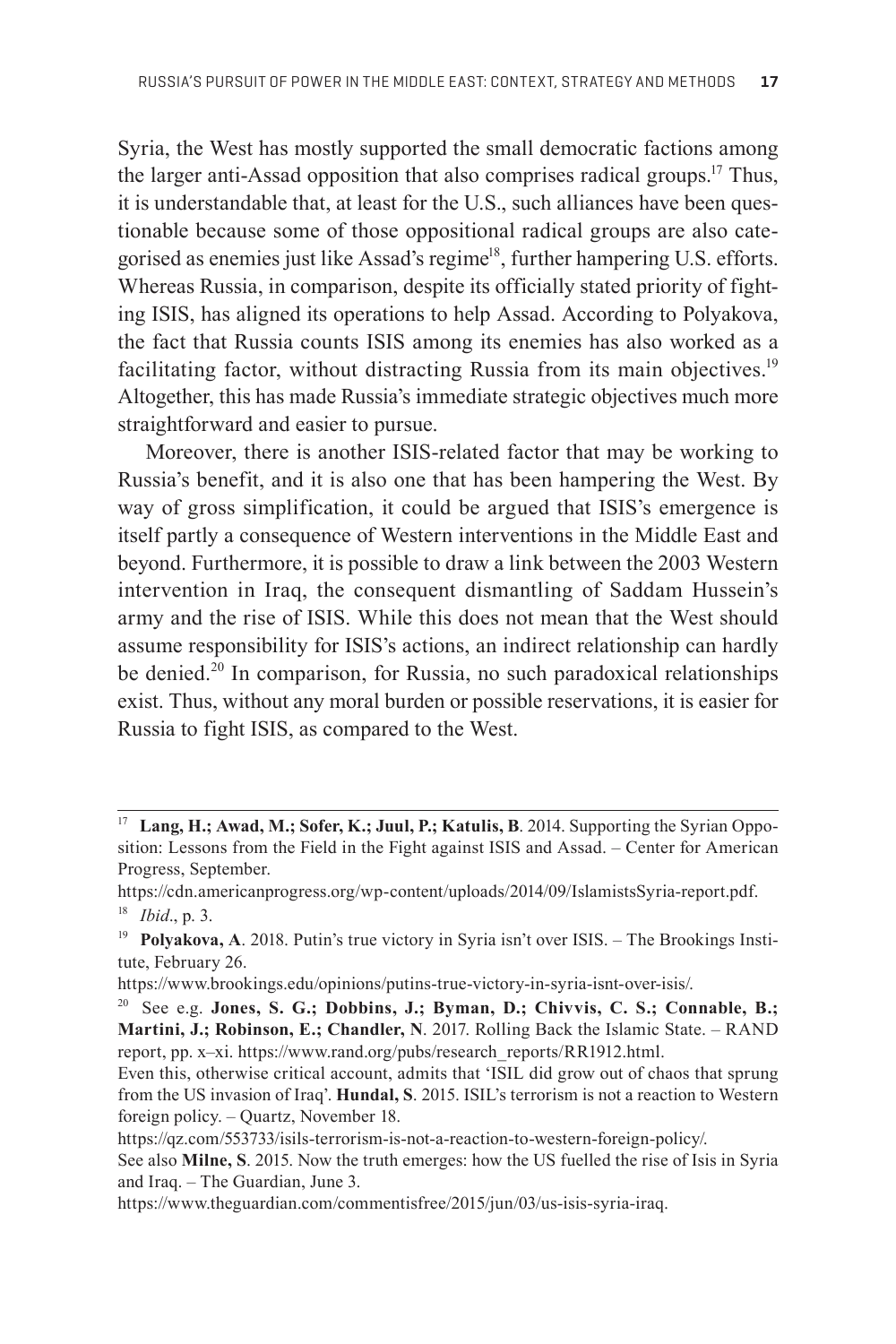Syria, the West has mostly supported the small democratic factions among the larger anti-Assad opposition that also comprises radical groups.[17] Thus, it is understandable that, at least for the U.S., such alliances have been questionable because some of those oppositional radical groups are also categorised as enemies just like Assad's regime[18], further hampering U.S. efforts. Whereas Russia, in comparison, despite its officially stated priority of fighting ISIS, has aligned its operations to help Assad. According to Polyakova, the fact that Russia counts ISIS among its enemies has also worked as a facilitating factor, without distracting Russia from its main objectives.[19] Altogether, this has made Russia's immediate strategic objectives much more straightforward and easier to pursue.

Moreover, there is another ISIS-related factor that may be working to Russia's benefit, and it is also one that has been hampering the West. By way of gross simplification, it could be argued that ISIS's emergence is itself partly a consequence of Western interventions in the Middle East and beyond. Furthermore, it is possible to draw a link between the 2003 Western intervention in Iraq, the consequent dismantling of Saddam Hussein's army and the rise of ISIS. While this does not mean that the West should assume responsibility for ISIS's actions, an indirect relationship can hardly be denied.[20] In comparison, for Russia, no such paradoxical relationships exist. Thus, without any moral burden or possible reservations, it is easier for Russia to fight ISIS, as compared to the West.

---

[17] **Lang, H.; Awad, M.; Sofer, K.; Juul, P.; Katulis, B**. 2014. Supporting the Syrian Opposition: Lessons from the Field in the Fight against ISIS and Assad. – Center for American Progress, September.
https://cdn.americanprogress.org/wp-content/uploads/2014/09/IslamistsSyria-report.pdf.

[18] *Ibid*., p. 3.

[19] **Polyakova, A**. 2018. Putin's true victory in Syria isn't over ISIS. – The Brookings Institute, February 26.
https://www.brookings.edu/opinions/putins-true-victory-in-syria-isnt-over-isis/.

[20] See e.g. **Jones, S. G.; Dobbins, J.; Byman, D.; Chivvis, C. S.; Connable, B.; Martini, J.; Robinson, E.; Chandler, N**. 2017. Rolling Back the Islamic State. – RAND report, pp. x–xi. https://www.rand.org/pubs/research_reports/RR1912.html.
Even this, otherwise critical account, admits that 'ISIL did grow out of chaos that sprung from the US invasion of Iraq'. **Hundal, S**. 2015. ISIL's terrorism is not a reaction to Western foreign policy. – Quartz, November 18.
https://qz.com/553733/isils-terrorism-is-not-a-reaction-to-western-foreign-policy/.
See also **Milne, S**. 2015. Now the truth emerges: how the US fuelled the rise of Isis in Syria and Iraq. – The Guardian, June 3.
https://www.theguardian.com/commentisfree/2015/jun/03/us-isis-syria-iraq.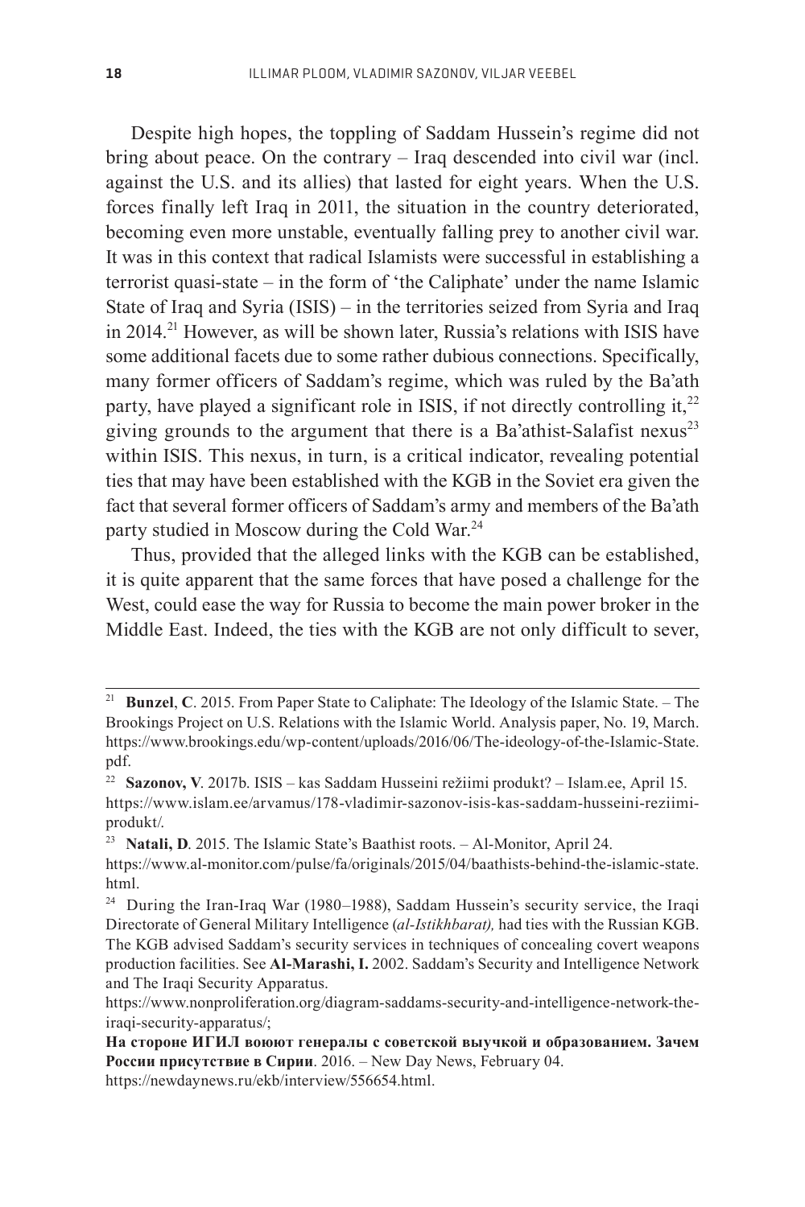Despite high hopes, the toppling of Saddam Hussein's regime did not bring about peace. On the contrary – Iraq descended into civil war (incl. against the U.S. and its allies) that lasted for eight years. When the U.S. forces finally left Iraq in 2011, the situation in the country deteriorated, becoming even more unstable, eventually falling prey to another civil war. It was in this context that radical Islamists were successful in establishing a terrorist quasi-state – in the form of 'the Caliphate' under the name Islamic State of Iraq and Syria (ISIS) – in the territories seized from Syria and Iraq in 2014.[21] However, as will be shown later, Russia's relations with ISIS have some additional facets due to some rather dubious connections. Specifically, many former officers of Saddam's regime, which was ruled by the Ba'ath party, have played a significant role in ISIS, if not directly controlling it,[22] giving grounds to the argument that there is a Ba'athist-Salafist nexus[23] within ISIS. This nexus, in turn, is a critical indicator, revealing potential ties that may have been established with the KGB in the Soviet era given the fact that several former officers of Saddam's army and members of the Ba'ath party studied in Moscow during the Cold War.[24]

Thus, provided that the alleged links with the KGB can be established, it is quite apparent that the same forces that have posed a challenge for the West, could ease the way for Russia to become the main power broker in the Middle East. Indeed, the ties with the KGB are not only difficult to sever,

---

[21] **Bunzel**, **C**. 2015. From Paper State to Caliphate: The Ideology of the Islamic State. – The Brookings Project on U.S. Relations with the Islamic World. Analysis paper, No. 19, March. https://www.brookings.edu/wp-content/uploads/2016/06/The-ideology-of-the-Islamic-State.pdf.

[22] **Sazonov, V**. 2017b. ISIS – kas Saddam Husseini režiimi produkt? – Islam.ee, April 15. https://www.islam.ee/arvamus/178-vladimir-sazonov-isis-kas-saddam-husseini-reziimi-produkt/.

[23] **Natali, D**. 2015. The Islamic State's Baathist roots. – Al-Monitor, April 24. https://www.al-monitor.com/pulse/fa/originals/2015/04/baathists-behind-the-islamic-state.html.

[24] During the Iran-Iraq War (1980–1988), Saddam Hussein's security service, the Iraqi Directorate of General Military Intelligence (*al-Istikhbarat),* had ties with the Russian KGB. The KGB advised Saddam's security services in techniques of concealing covert weapons production facilities. See **Al-Marashi, I.** 2002. Saddam's Security and Intelligence Network and The Iraqi Security Apparatus. https://www.nonproliferation.org/diagram-saddams-security-and-intelligence-network-the-iraqi-security-apparatus/;

**На стороне ИГИЛ воюют генералы с советской выучкой и образованием. Зачем России присутствие в Сирии**. 2016. – New Day News, February 04. https://newdaynews.ru/ekb/interview/556654.html.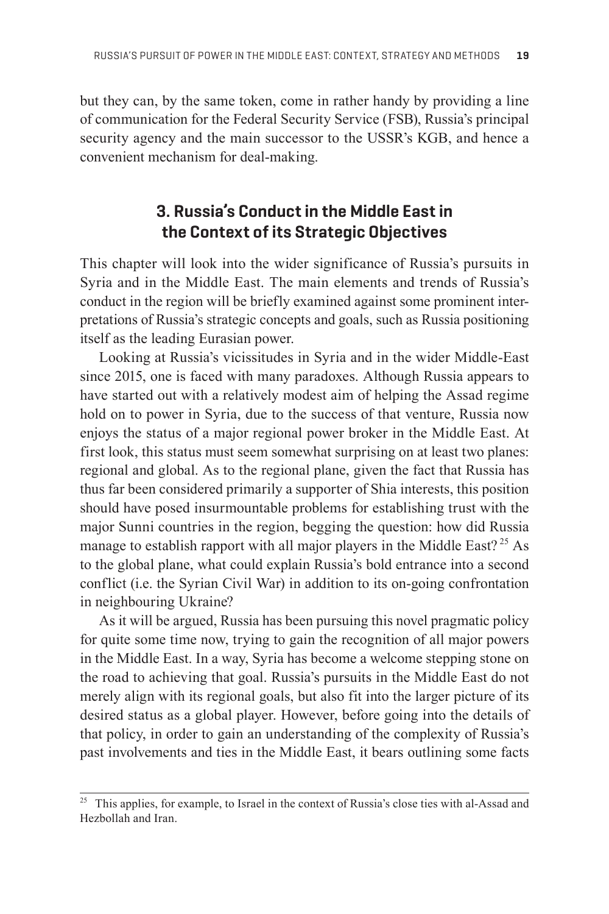but they can, by the same token, come in rather handy by providing a line of communication for the Federal Security Service (FSB), Russia's principal security agency and the main successor to the USSR's KGB, and hence a convenient mechanism for deal-making.

## 3. Russia's Conduct in the Middle East in the Context of its Strategic Objectives

This chapter will look into the wider significance of Russia's pursuits in Syria and in the Middle East. The main elements and trends of Russia's conduct in the region will be briefly examined against some prominent interpretations of Russia's strategic concepts and goals, such as Russia positioning itself as the leading Eurasian power.

Looking at Russia's vicissitudes in Syria and in the wider Middle-East since 2015, one is faced with many paradoxes. Although Russia appears to have started out with a relatively modest aim of helping the Assad regime hold on to power in Syria, due to the success of that venture, Russia now enjoys the status of a major regional power broker in the Middle East. At first look, this status must seem somewhat surprising on at least two planes: regional and global. As to the regional plane, given the fact that Russia has thus far been considered primarily a supporter of Shia interests, this position should have posed insurmountable problems for establishing trust with the major Sunni countries in the region, begging the question: how did Russia manage to establish rapport with all major players in the Middle East? [25] As to the global plane, what could explain Russia's bold entrance into a second conflict (i.e. the Syrian Civil War) in addition to its on-going confrontation in neighbouring Ukraine?

As it will be argued, Russia has been pursuing this novel pragmatic policy for quite some time now, trying to gain the recognition of all major powers in the Middle East. In a way, Syria has become a welcome stepping stone on the road to achieving that goal. Russia's pursuits in the Middle East do not merely align with its regional goals, but also fit into the larger picture of its desired status as a global player. However, before going into the details of that policy, in order to gain an understanding of the complexity of Russia's past involvements and ties in the Middle East, it bears outlining some facts

[25] This applies, for example, to Israel in the context of Russia's close ties with al-Assad and Hezbollah and Iran.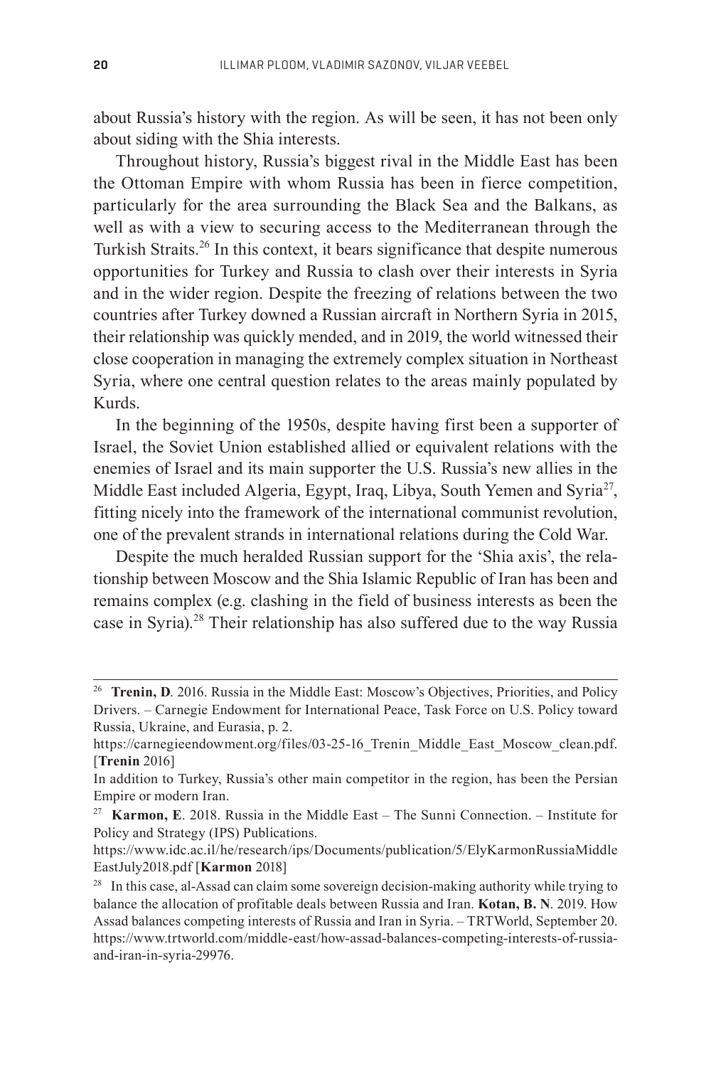about Russia's history with the region. As will be seen, it has not been only about siding with the Shia interests.

Throughout history, Russia's biggest rival in the Middle East has been the Ottoman Empire with whom Russia has been in fierce competition, particularly for the area surrounding the Black Sea and the Balkans, as well as with a view to securing access to the Mediterranean through the Turkish Straits.[26] In this context, it bears significance that despite numerous opportunities for Turkey and Russia to clash over their interests in Syria and in the wider region. Despite the freezing of relations between the two countries after Turkey downed a Russian aircraft in Northern Syria in 2015, their relationship was quickly mended, and in 2019, the world witnessed their close cooperation in managing the extremely complex situation in Northeast Syria, where one central question relates to the areas mainly populated by Kurds.

In the beginning of the 1950s, despite having first been a supporter of Israel, the Soviet Union established allied or equivalent relations with the enemies of Israel and its main supporter the U.S. Russia's new allies in the Middle East included Algeria, Egypt, Iraq, Libya, South Yemen and Syria[27], fitting nicely into the framework of the international communist revolution, one of the prevalent strands in international relations during the Cold War.

Despite the much heralded Russian support for the 'Shia axis', the relationship between Moscow and the Shia Islamic Republic of Iran has been and remains complex (e.g. clashing in the field of business interests as been the case in Syria).[28] Their relationship has also suffered due to the way Russia

---

[26] **Trenin, D**. 2016. Russia in the Middle East: Moscow's Objectives, Priorities, and Policy Drivers. – Carnegie Endowment for International Peace, Task Force on U.S. Policy toward Russia, Ukraine, and Eurasia, p. 2.
https://carnegieendowment.org/files/03-25-16_Trenin_Middle_East_Moscow_clean.pdf. [**Trenin** 2016]
In addition to Turkey, Russia's other main competitor in the region, has been the Persian Empire or modern Iran.

[27] **Karmon, E**. 2018. Russia in the Middle East – The Sunni Connection. – Institute for Policy and Strategy (IPS) Publications.
https://www.idc.ac.il/he/research/ips/Documents/publication/5/ElyKarmonRussiaMiddleEastJuly2018.pdf [**Karmon** 2018]

[28] In this case, al-Assad can claim some sovereign decision-making authority while trying to balance the allocation of profitable deals between Russia and Iran. **Kotan, B. N**. 2019. How Assad balances competing interests of Russia and Iran in Syria. – TRTWorld, September 20. https://www.trtworld.com/middle-east/how-assad-balances-competing-interests-of-russia-and-iran-in-syria-29976.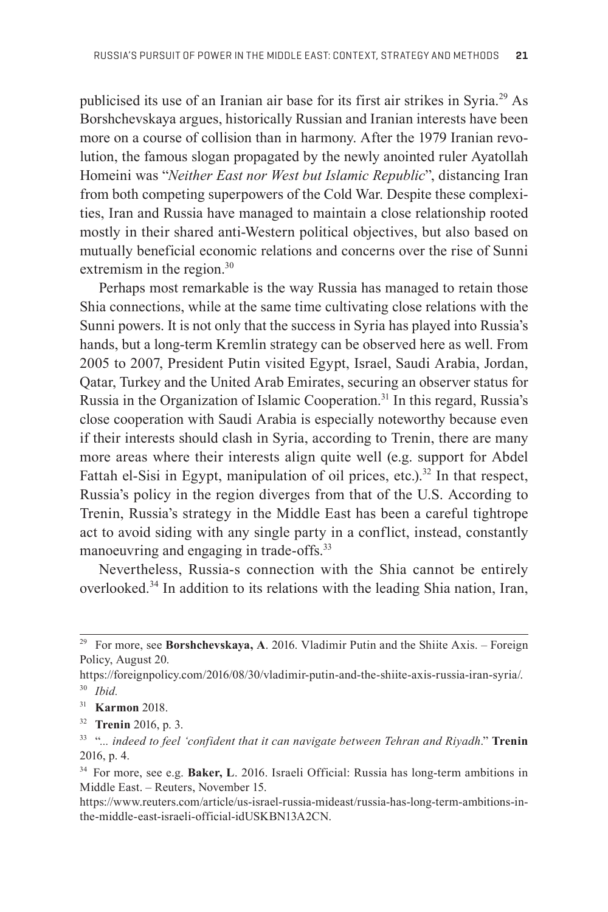publicised its use of an Iranian air base for its first air strikes in Syria.[29] As Borshchevskaya argues, historically Russian and Iranian interests have been more on a course of collision than in harmony. After the 1979 Iranian revolution, the famous slogan propagated by the newly anointed ruler Ayatollah Homeini was "*Neither East nor West but Islamic Republic*", distancing Iran from both competing superpowers of the Cold War. Despite these complexities, Iran and Russia have managed to maintain a close relationship rooted mostly in their shared anti-Western political objectives, but also based on mutually beneficial economic relations and concerns over the rise of Sunni extremism in the region.[30]

Perhaps most remarkable is the way Russia has managed to retain those Shia connections, while at the same time cultivating close relations with the Sunni powers. It is not only that the success in Syria has played into Russia's hands, but a long-term Kremlin strategy can be observed here as well. From 2005 to 2007, President Putin visited Egypt, Israel, Saudi Arabia, Jordan, Qatar, Turkey and the United Arab Emirates, securing an observer status for Russia in the Organization of Islamic Cooperation.[31] In this regard, Russia's close cooperation with Saudi Arabia is especially noteworthy because even if their interests should clash in Syria, according to Trenin, there are many more areas where their interests align quite well (e.g. support for Abdel Fattah el-Sisi in Egypt, manipulation of oil prices, etc.).[32] In that respect, Russia's policy in the region diverges from that of the U.S. According to Trenin, Russia's strategy in the Middle East has been a careful tightrope act to avoid siding with any single party in a conflict, instead, constantly manoeuvring and engaging in trade-offs.[33]

Nevertheless, Russia-s connection with the Shia cannot be entirely overlooked.[34] In addition to its relations with the leading Shia nation, Iran,

---

[29] For more, see **Borshchevskaya, A**. 2016. Vladimir Putin and the Shiite Axis. – Foreign Policy, August 20.
https://foreignpolicy.com/2016/08/30/vladimir-putin-and-the-shiite-axis-russia-iran-syria/.

[30] *Ibid.*

[31] **Karmon** 2018.

[32] **Trenin** 2016, p. 3.

[33] "*... indeed to feel 'confident that it can navigate between Tehran and Riyadh*." **Trenin** 2016, p. 4.

[34] For more, see e.g. **Baker, L**. 2016. Israeli Official: Russia has long-term ambitions in Middle East. – Reuters, November 15.
https://www.reuters.com/article/us-israel-russia-mideast/russia-has-long-term-ambitions-in-the-middle-east-israeli-official-idUSKBN13A2CN.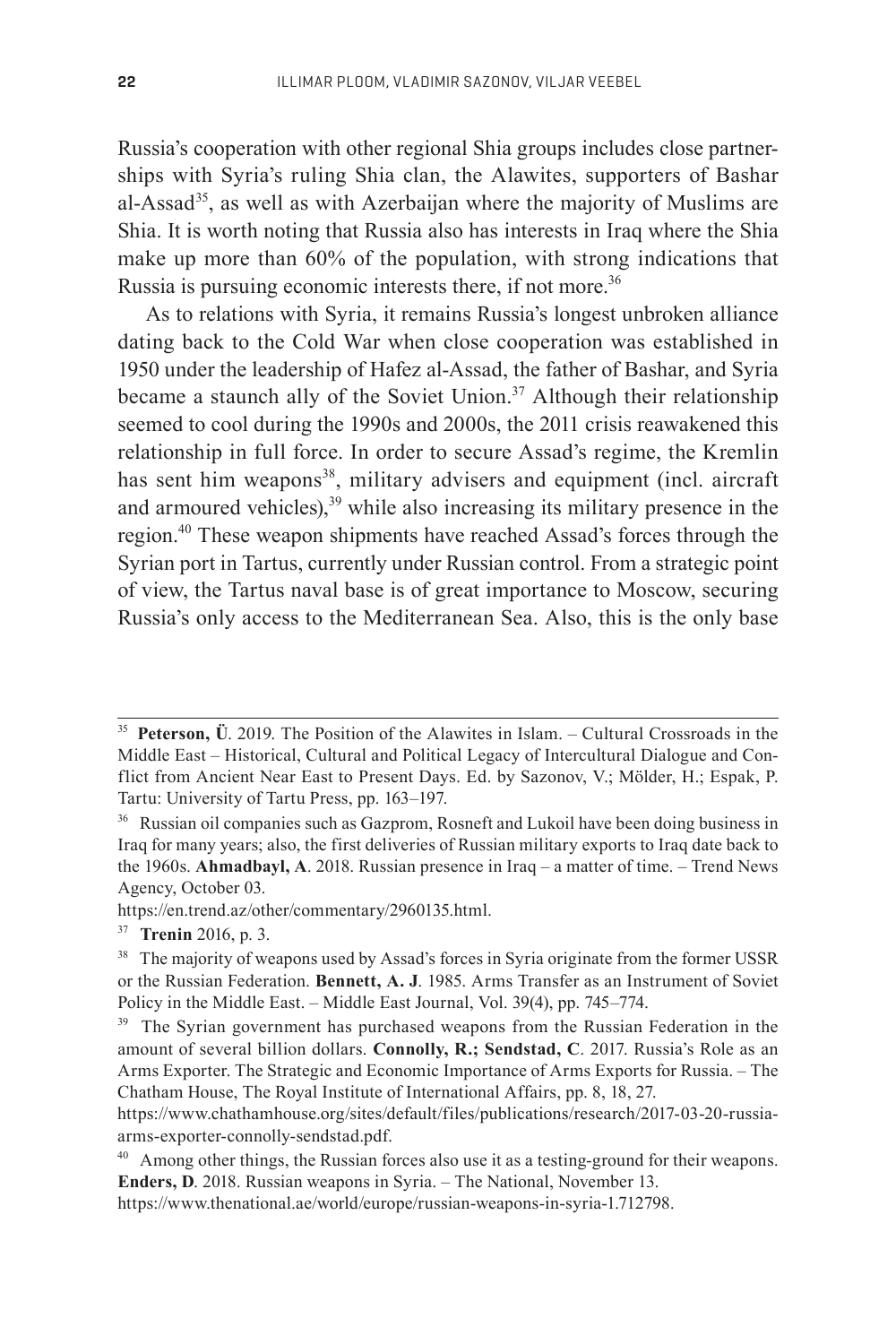Russia's cooperation with other regional Shia groups includes close partnerships with Syria's ruling Shia clan, the Alawites, supporters of Bashar al-Assad[35], as well as with Azerbaijan where the majority of Muslims are Shia. It is worth noting that Russia also has interests in Iraq where the Shia make up more than 60% of the population, with strong indications that Russia is pursuing economic interests there, if not more.[36]

As to relations with Syria, it remains Russia's longest unbroken alliance dating back to the Cold War when close cooperation was established in 1950 under the leadership of Hafez al-Assad, the father of Bashar, and Syria became a staunch ally of the Soviet Union.[37] Although their relationship seemed to cool during the 1990s and 2000s, the 2011 crisis reawakened this relationship in full force. In order to secure Assad's regime, the Kremlin has sent him weapons[38], military advisers and equipment (incl. aircraft and armoured vehicles),[39] while also increasing its military presence in the region.[40] These weapon shipments have reached Assad's forces through the Syrian port in Tartus, currently under Russian control. From a strategic point of view, the Tartus naval base is of great importance to Moscow, securing Russia's only access to the Mediterranean Sea. Also, this is the only base

---

[35] **Peterson, Ü**. 2019. The Position of the Alawites in Islam. – Cultural Crossroads in the Middle East – Historical, Cultural and Political Legacy of Intercultural Dialogue and Conflict from Ancient Near East to Present Days. Ed. by Sazonov, V.; Mölder, H.; Espak, P. Tartu: University of Tartu Press, pp. 163–197.

[36] Russian oil companies such as Gazprom, Rosneft and Lukoil have been doing business in Iraq for many years; also, the first deliveries of Russian military exports to Iraq date back to the 1960s. **Ahmadbayl, A**. 2018. Russian presence in Iraq – a matter of time. – Trend News Agency, October 03.
https://en.trend.az/other/commentary/2960135.html.

[37] **Trenin** 2016, p. 3.

[38] The majority of weapons used by Assad's forces in Syria originate from the former USSR or the Russian Federation. **Bennett, A. J**. 1985. Arms Transfer as an Instrument of Soviet Policy in the Middle East. – Middle East Journal, Vol. 39(4), pp. 745–774.

[39] The Syrian government has purchased weapons from the Russian Federation in the amount of several billion dollars. **Connolly, R.; Sendstad, C**. 2017. Russia's Role as an Arms Exporter. The Strategic and Economic Importance of Arms Exports for Russia. – The Chatham House, The Royal Institute of International Affairs, pp. 8, 18, 27.
https://www.chathamhouse.org/sites/default/files/publications/research/2017-03-20-russia-arms-exporter-connolly-sendstad.pdf.

[40] Among other things, the Russian forces also use it as a testing-ground for their weapons. **Enders, D**. 2018. Russian weapons in Syria. – The National, November 13.
https://www.thenational.ae/world/europe/russian-weapons-in-syria-1.712798.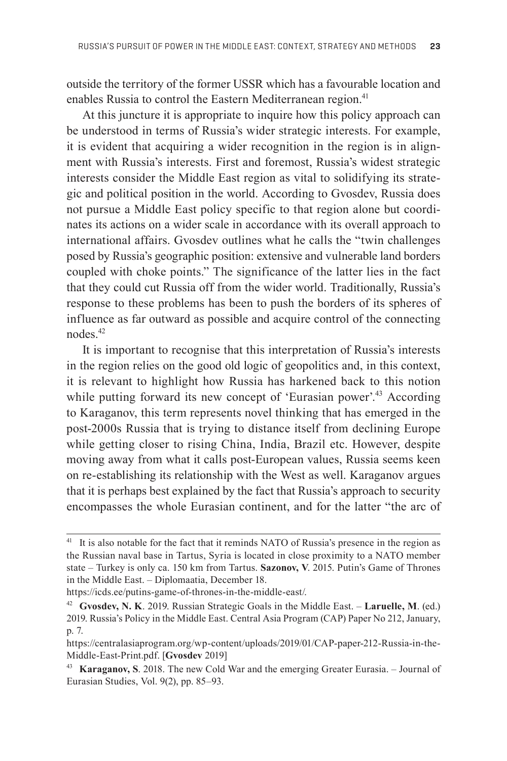outside the territory of the former USSR which has a favourable location and enables Russia to control the Eastern Mediterranean region.[41]

At this juncture it is appropriate to inquire how this policy approach can be understood in terms of Russia's wider strategic interests. For example, it is evident that acquiring a wider recognition in the region is in alignment with Russia's interests. First and foremost, Russia's widest strategic interests consider the Middle East region as vital to solidifying its strategic and political position in the world. According to Gvosdev, Russia does not pursue a Middle East policy specific to that region alone but coordinates its actions on a wider scale in accordance with its overall approach to international affairs. Gvosdev outlines what he calls the "twin challenges posed by Russia's geographic position: extensive and vulnerable land borders coupled with choke points." The significance of the latter lies in the fact that they could cut Russia off from the wider world. Traditionally, Russia's response to these problems has been to push the borders of its spheres of influence as far outward as possible and acquire control of the connecting nodes.[42]

It is important to recognise that this interpretation of Russia's interests in the region relies on the good old logic of geopolitics and, in this context, it is relevant to highlight how Russia has harkened back to this notion while putting forward its new concept of 'Eurasian power'.[43] According to Karaganov, this term represents novel thinking that has emerged in the post-2000s Russia that is trying to distance itself from declining Europe while getting closer to rising China, India, Brazil etc. However, despite moving away from what it calls post-European values, Russia seems keen on re-establishing its relationship with the West as well. Karaganov argues that it is perhaps best explained by the fact that Russia's approach to security encompasses the whole Eurasian continent, and for the latter "the arc of

---

[41] It is also notable for the fact that it reminds NATO of Russia's presence in the region as the Russian naval base in Tartus, Syria is located in close proximity to a NATO member state – Turkey is only ca. 150 km from Tartus. **Sazonov, V**. 2015. Putin's Game of Thrones in the Middle East. – Diplomaatia, December 18.
https://icds.ee/putins-game-of-thrones-in-the-middle-east/.

[42] **Gvosdev, N. K**. 2019. Russian Strategic Goals in the Middle East. – **Laruelle, M**. (ed.) 2019. Russia's Policy in the Middle East. Central Asia Program (CAP) Paper No 212, January, p. 7.
https://centralasiaprogram.org/wp-content/uploads/2019/01/CAP-paper-212-Russia-in-the-Middle-East-Print.pdf. [**Gvosdev** 2019]

[43] **Karaganov, S**. 2018. The new Cold War and the emerging Greater Eurasia. – Journal of Eurasian Studies, Vol. 9(2), pp. 85–93.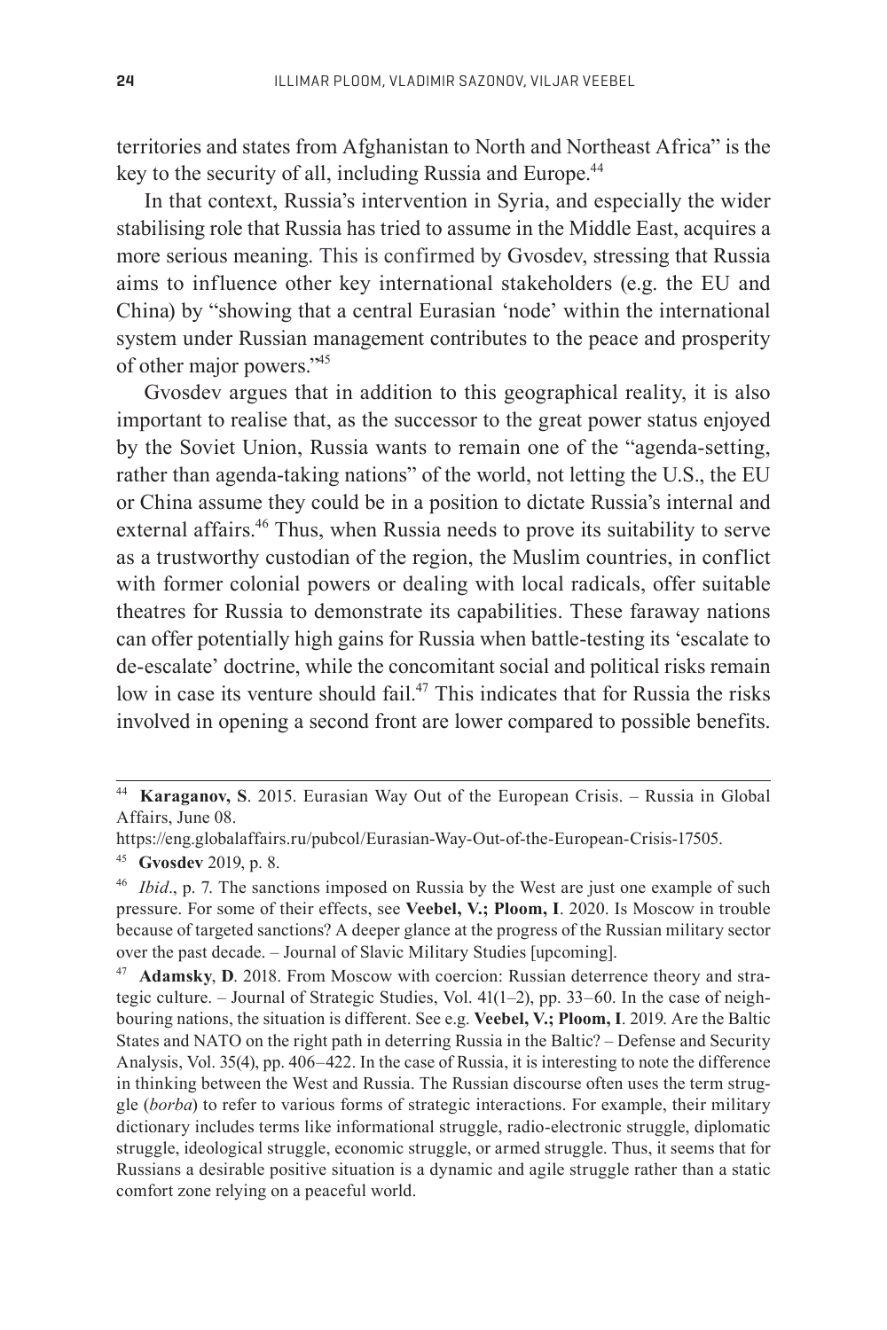territories and states from Afghanistan to North and Northeast Africa" is the key to the security of all, including Russia and Europe.[44]

In that context, Russia's intervention in Syria, and especially the wider stabilising role that Russia has tried to assume in the Middle East, acquires a more serious meaning. This is confirmed by Gvosdev, stressing that Russia aims to influence other key international stakeholders (e.g. the EU and China) by "showing that a central Eurasian 'node' within the international system under Russian management contributes to the peace and prosperity of other major powers."[45]

Gvosdev argues that in addition to this geographical reality, it is also important to realise that, as the successor to the great power status enjoyed by the Soviet Union, Russia wants to remain one of the "agenda-setting, rather than agenda-taking nations" of the world, not letting the U.S., the EU or China assume they could be in a position to dictate Russia's internal and external affairs.[46] Thus, when Russia needs to prove its suitability to serve as a trustworthy custodian of the region, the Muslim countries, in conflict with former colonial powers or dealing with local radicals, offer suitable theatres for Russia to demonstrate its capabilities. These faraway nations can offer potentially high gains for Russia when battle-testing its 'escalate to de-escalate' doctrine, while the concomitant social and political risks remain low in case its venture should fail.[47] This indicates that for Russia the risks involved in opening a second front are lower compared to possible benefits.

---

[44] **Karaganov, S**. 2015. Eurasian Way Out of the European Crisis. – Russia in Global Affairs, June 08. https://eng.globalaffairs.ru/pubcol/Eurasian-Way-Out-of-the-European-Crisis-17505.

[45] **Gvosdev** 2019, p. 8.

[46] *Ibid*., p. 7. The sanctions imposed on Russia by the West are just one example of such pressure. For some of their effects, see **Veebel, V.; Ploom, I**. 2020. Is Moscow in trouble because of targeted sanctions? A deeper glance at the progress of the Russian military sector over the past decade. – Journal of Slavic Military Studies [upcoming].

[47] **Adamsky**, **D**. 2018. From Moscow with coercion: Russian deterrence theory and strategic culture. – Journal of Strategic Studies, Vol. 41(1–2), pp. 33–60. In the case of neighbouring nations, the situation is different. See e.g. **Veebel, V.; Ploom, I**. 2019. Are the Baltic States and NATO on the right path in deterring Russia in the Baltic? – Defense and Security Analysis, Vol. 35(4), pp. 406–422. In the case of Russia, it is interesting to note the difference in thinking between the West and Russia. The Russian discourse often uses the term struggle (*borba*) to refer to various forms of strategic interactions. For example, their military dictionary includes terms like informational struggle, radio-electronic struggle, diplomatic struggle, ideological struggle, economic struggle, or armed struggle. Thus, it seems that for Russians a desirable positive situation is a dynamic and agile struggle rather than a static comfort zone relying on a peaceful world.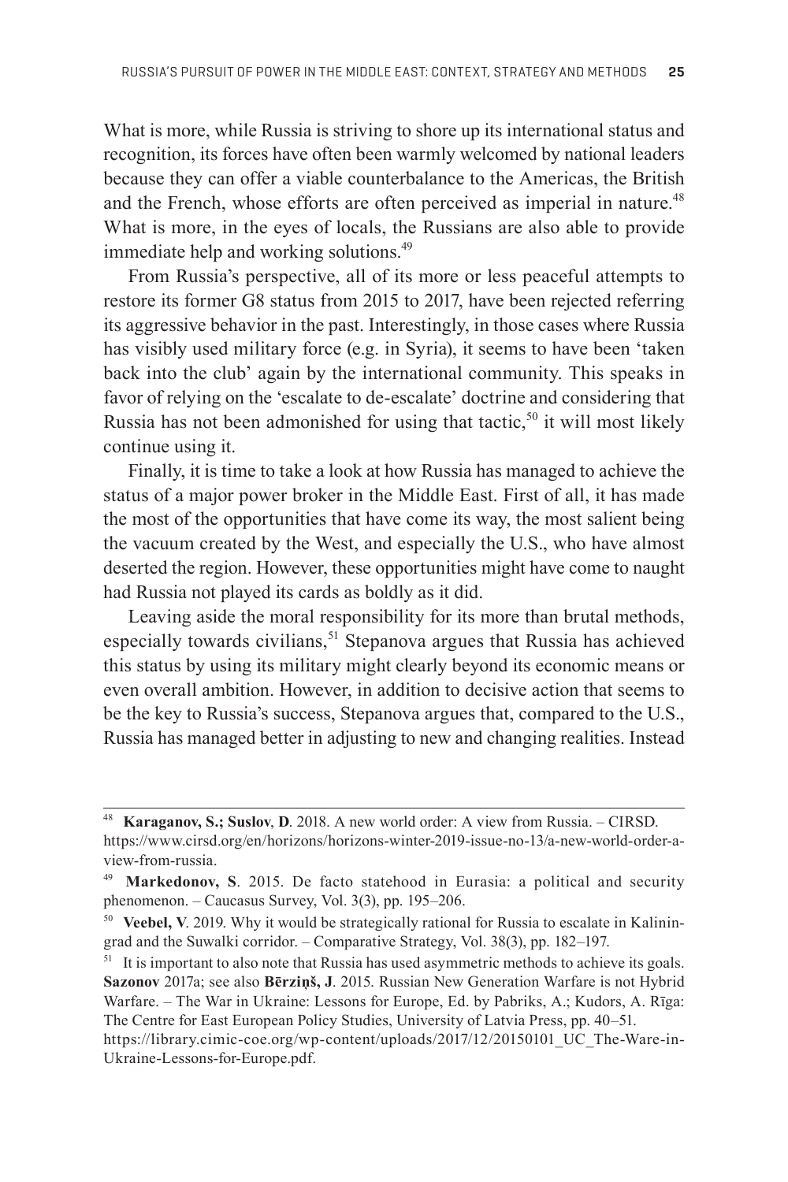What is more, while Russia is striving to shore up its international status and recognition, its forces have often been warmly welcomed by national leaders because they can offer a viable counterbalance to the Americas, the British and the French, whose efforts are often perceived as imperial in nature.[48] What is more, in the eyes of locals, the Russians are also able to provide immediate help and working solutions.[49]

From Russia's perspective, all of its more or less peaceful attempts to restore its former G8 status from 2015 to 2017, have been rejected referring its aggressive behavior in the past. Interestingly, in those cases where Russia has visibly used military force (e.g. in Syria), it seems to have been 'taken back into the club' again by the international community. This speaks in favor of relying on the 'escalate to de-escalate' doctrine and considering that Russia has not been admonished for using that tactic,[50] it will most likely continue using it.

Finally, it is time to take a look at how Russia has managed to achieve the status of a major power broker in the Middle East. First of all, it has made the most of the opportunities that have come its way, the most salient being the vacuum created by the West, and especially the U.S., who have almost deserted the region. However, these opportunities might have come to naught had Russia not played its cards as boldly as it did.

Leaving aside the moral responsibility for its more than brutal methods, especially towards civilians,[51] Stepanova argues that Russia has achieved this status by using its military might clearly beyond its economic means or even overall ambition. However, in addition to decisive action that seems to be the key to Russia's success, Stepanova argues that, compared to the U.S., Russia has managed better in adjusting to new and changing realities. Instead

---

[48] **Karaganov, S.; Suslov**, **D**. 2018. A new world order: A view from Russia. – CIRSD. https://www.cirsd.org/en/horizons/horizons-winter-2019-issue-no-13/a-new-world-order-a-view-from-russia.

[49] **Markedonov, S**. 2015. De facto statehood in Eurasia: a political and security phenomenon. – Caucasus Survey, Vol. 3(3), pp. 195–206.

[50] **Veebel, V**. 2019. Why it would be strategically rational for Russia to escalate in Kaliningrad and the Suwalki corridor. – Comparative Strategy, Vol. 38(3), pp. 182–197.

[51] It is important to also note that Russia has used asymmetric methods to achieve its goals. **Sazonov** 2017a; see also **Bērziņš, J**. 2015. Russian New Generation Warfare is not Hybrid Warfare. – The War in Ukraine: Lessons for Europe, Ed. by Pabriks, A.; Kudors, A. Rīga: The Centre for East European Policy Studies, University of Latvia Press, pp. 40–51. https://library.cimic-coe.org/wp-content/uploads/2017/12/20150101_UC_The-Ware-in-Ukraine-Lessons-for-Europe.pdf.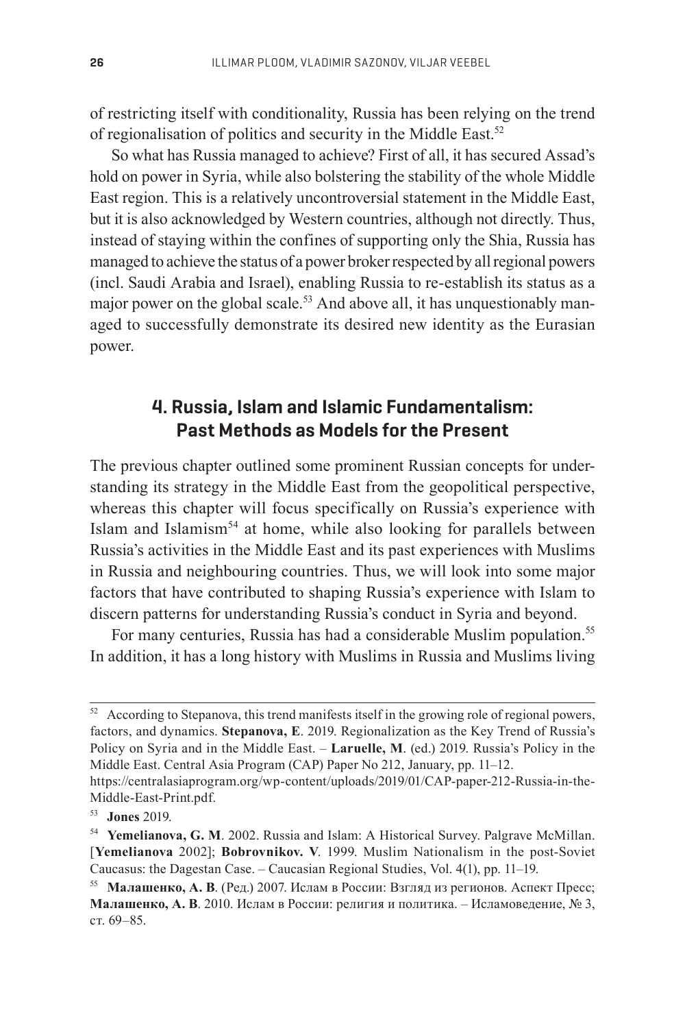of restricting itself with conditionality, Russia has been relying on the trend of regionalisation of politics and security in the Middle East.[52]

So what has Russia managed to achieve? First of all, it has secured Assad's hold on power in Syria, while also bolstering the stability of the whole Middle East region. This is a relatively uncontroversial statement in the Middle East, but it is also acknowledged by Western countries, although not directly. Thus, instead of staying within the confines of supporting only the Shia, Russia has managed to achieve the status of a power broker respected by all regional powers (incl. Saudi Arabia and Israel), enabling Russia to re-establish its status as a major power on the global scale.[53] And above all, it has unquestionably managed to successfully demonstrate its desired new identity as the Eurasian power.

## 4. Russia, Islam and Islamic Fundamentalism: Past Methods as Models for the Present

The previous chapter outlined some prominent Russian concepts for understanding its strategy in the Middle East from the geopolitical perspective, whereas this chapter will focus specifically on Russia's experience with Islam and Islamism[54] at home, while also looking for parallels between Russia's activities in the Middle East and its past experiences with Muslims in Russia and neighbouring countries. Thus, we will look into some major factors that have contributed to shaping Russia's experience with Islam to discern patterns for understanding Russia's conduct in Syria and beyond.

For many centuries, Russia has had a considerable Muslim population.[55] In addition, it has a long history with Muslims in Russia and Muslims living

---

[52] According to Stepanova, this trend manifests itself in the growing role of regional powers, factors, and dynamics. **Stepanova, E**. 2019. Regionalization as the Key Trend of Russia's Policy on Syria and in the Middle East. – **Laruelle, M**. (ed.) 2019. Russia's Policy in the Middle East. Central Asia Program (CAP) Paper No 212, January, pp. 11–12. https://centralasiaprogram.org/wp-content/uploads/2019/01/CAP-paper-212-Russia-in-the-Middle-East-Print.pdf.

[53] **Jones** 2019.

[54] **Yemelianova, G. M**. 2002. Russia and Islam: A Historical Survey. Palgrave McMillan. [**Yemelianova** 2002]; **Bobrovnikov. V**. 1999. Muslim Nationalism in the post-Soviet Caucasus: the Dagestan Case. – Caucasian Regional Studies, Vol. 4(1), pp. 11–19.

[55] **Малашенко, А. В**. (Ред.) 2007. Ислам в России: Взгляд из регионов. Аспект Пресс; **Малашенко, А. В**. 2010. Ислам в России: религия и политика. – Исламоведение, № 3, ст. 69–85.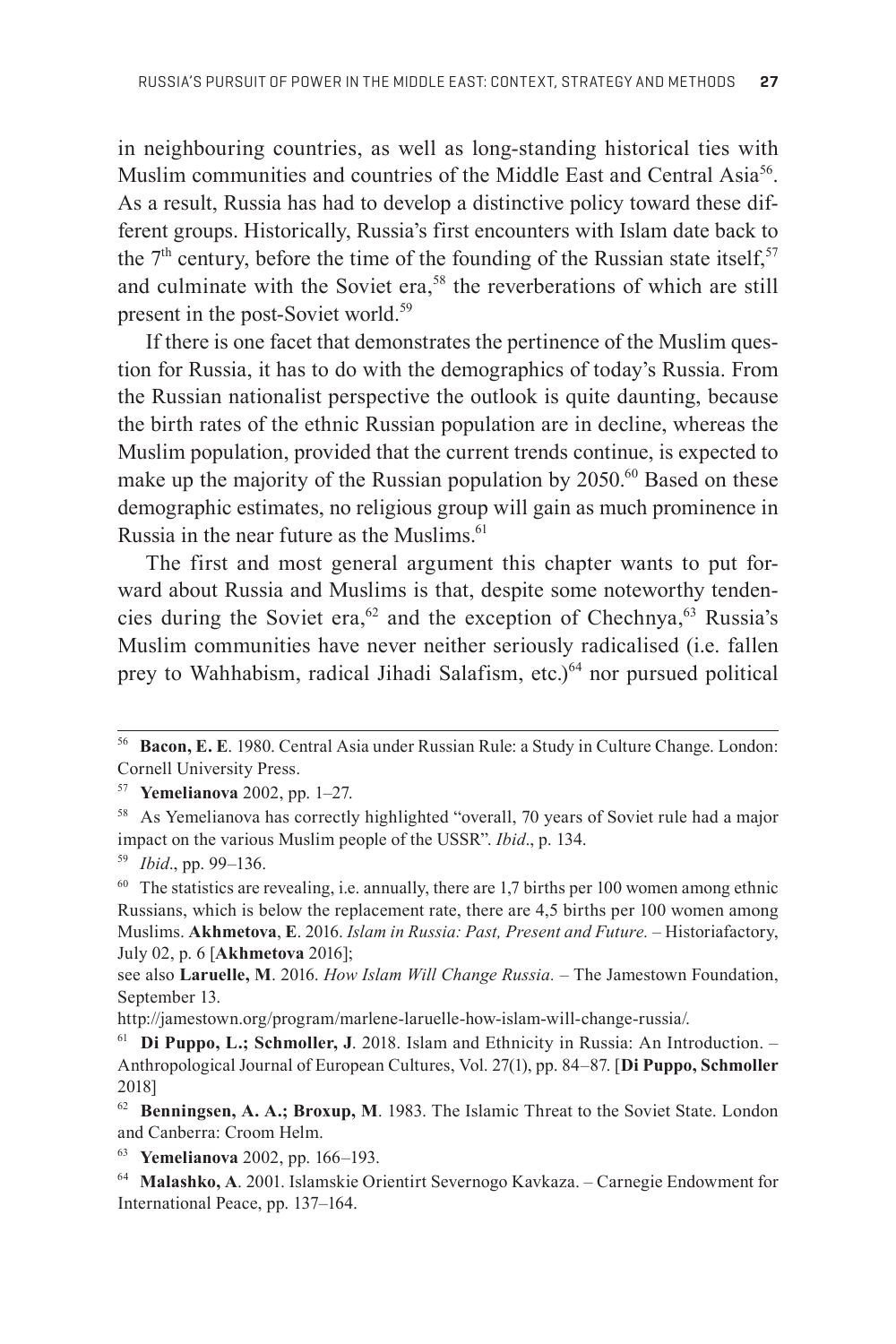in neighbouring countries, as well as long-standing historical ties with Muslim communities and countries of the Middle East and Central Asia[56]. As a result, Russia has had to develop a distinctive policy toward these different groups. Historically, Russia's first encounters with Islam date back to the 7th century, before the time of the founding of the Russian state itself,[57] and culminate with the Soviet era,[58] the reverberations of which are still present in the post-Soviet world.[59]

If there is one facet that demonstrates the pertinence of the Muslim question for Russia, it has to do with the demographics of today's Russia. From the Russian nationalist perspective the outlook is quite daunting, because the birth rates of the ethnic Russian population are in decline, whereas the Muslim population, provided that the current trends continue, is expected to make up the majority of the Russian population by 2050.[60] Based on these demographic estimates, no religious group will gain as much prominence in Russia in the near future as the Muslims.[61]

The first and most general argument this chapter wants to put forward about Russia and Muslims is that, despite some noteworthy tendencies during the Soviet era,[62] and the exception of Chechnya,[63] Russia's Muslim communities have never neither seriously radicalised (i.e. fallen prey to Wahhabism, radical Jihadi Salafism, etc.)[64] nor pursued political

---

[56] **Bacon, E. E**. 1980. Central Asia under Russian Rule: a Study in Culture Change. London: Cornell University Press.

[57] **Yemelianova** 2002, pp. 1–27.

[58] As Yemelianova has correctly highlighted "overall, 70 years of Soviet rule had a major impact on the various Muslim people of the USSR". *Ibid*., p. 134.

[59] *Ibid*., pp. 99–136.

[60] The statistics are revealing, i.e. annually, there are 1,7 births per 100 women among ethnic Russians, which is below the replacement rate, there are 4,5 births per 100 women among Muslims. **Akhmetova**, **E**. 2016. *Islam in Russia: Past, Present and Future.* – Historiafactory, July 02, p. 6 [**Akhmetova** 2016];

see also **Laruelle, M**. 2016. *How Islam Will Change Russia.* – The Jamestown Foundation, September 13.

http://jamestown.org/program/marlene-laruelle-how-islam-will-change-russia/.

[61] **Di Puppo, L.; Schmoller, J**. 2018. Islam and Ethnicity in Russia: An Introduction. – Anthropological Journal of European Cultures, Vol. 27(1), pp. 84–87. [**Di Puppo, Schmoller** 2018]

[62] **Benningsen, A. A.; Broxup, M**. 1983. The Islamic Threat to the Soviet State. London and Canberra: Croom Helm.

[63] **Yemelianova** 2002, pp. 166–193.

[64] **Malashko, A**. 2001. Islamskie Orientirt Severnogo Kavkaza. – Carnegie Endowment for International Peace, pp. 137–164.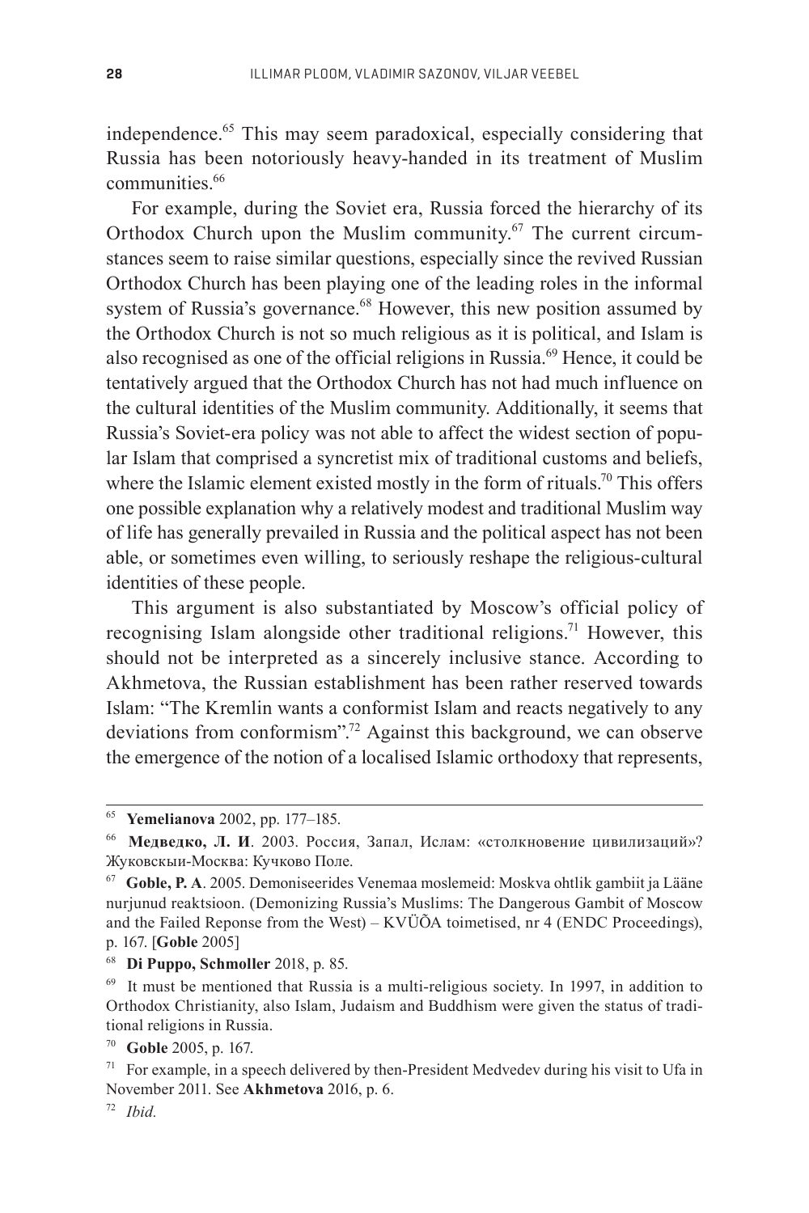independence.[65] This may seem paradoxical, especially considering that Russia has been notoriously heavy-handed in its treatment of Muslim communities.[66]

For example, during the Soviet era, Russia forced the hierarchy of its Orthodox Church upon the Muslim community.[67] The current circumstances seem to raise similar questions, especially since the revived Russian Orthodox Church has been playing one of the leading roles in the informal system of Russia's governance.[68] However, this new position assumed by the Orthodox Church is not so much religious as it is political, and Islam is also recognised as one of the official religions in Russia.[69] Hence, it could be tentatively argued that the Orthodox Church has not had much influence on the cultural identities of the Muslim community. Additionally, it seems that Russia's Soviet-era policy was not able to affect the widest section of popular Islam that comprised a syncretist mix of traditional customs and beliefs, where the Islamic element existed mostly in the form of rituals.[70] This offers one possible explanation why a relatively modest and traditional Muslim way of life has generally prevailed in Russia and the political aspect has not been able, or sometimes even willing, to seriously reshape the religious-cultural identities of these people.

This argument is also substantiated by Moscow's official policy of recognising Islam alongside other traditional religions.[71] However, this should not be interpreted as a sincerely inclusive stance. According to Akhmetova, the Russian establishment has been rather reserved towards Islam: "The Kremlin wants a conformist Islam and reacts negatively to any deviations from conformism".[72] Against this background, we can observe the emergence of the notion of a localised Islamic orthodoxy that represents,

---

[65] **Yemelianova** 2002, pp. 177–185.

[66] **Медведко, Л. И**. 2003. Россия, Запал, Ислам: «столкновение цивилизаций»? Жуковскыи-Москва: Кучково Поле.

[67] **Goble, P. A**. 2005. Demoniseerides Venemaa moslemeid: Moskva ohtlik gambiit ja Lääne nurjunud reaktsioon. (Demonizing Russia's Muslims: The Dangerous Gambit of Moscow and the Failed Reponse from the West) – KVÜÕA toimetised, nr 4 (ENDC Proceedings), p. 167. [**Goble** 2005]

[68] **Di Puppo, Schmoller** 2018, p. 85.

[69] It must be mentioned that Russia is a multi-religious society. In 1997, in addition to Orthodox Christianity, also Islam, Judaism and Buddhism were given the status of traditional religions in Russia.

[70] **Goble** 2005, p. 167.

[71] For example, in a speech delivered by then-President Medvedev during his visit to Ufa in November 2011. See **Akhmetova** 2016, p. 6.

[72] *Ibid.*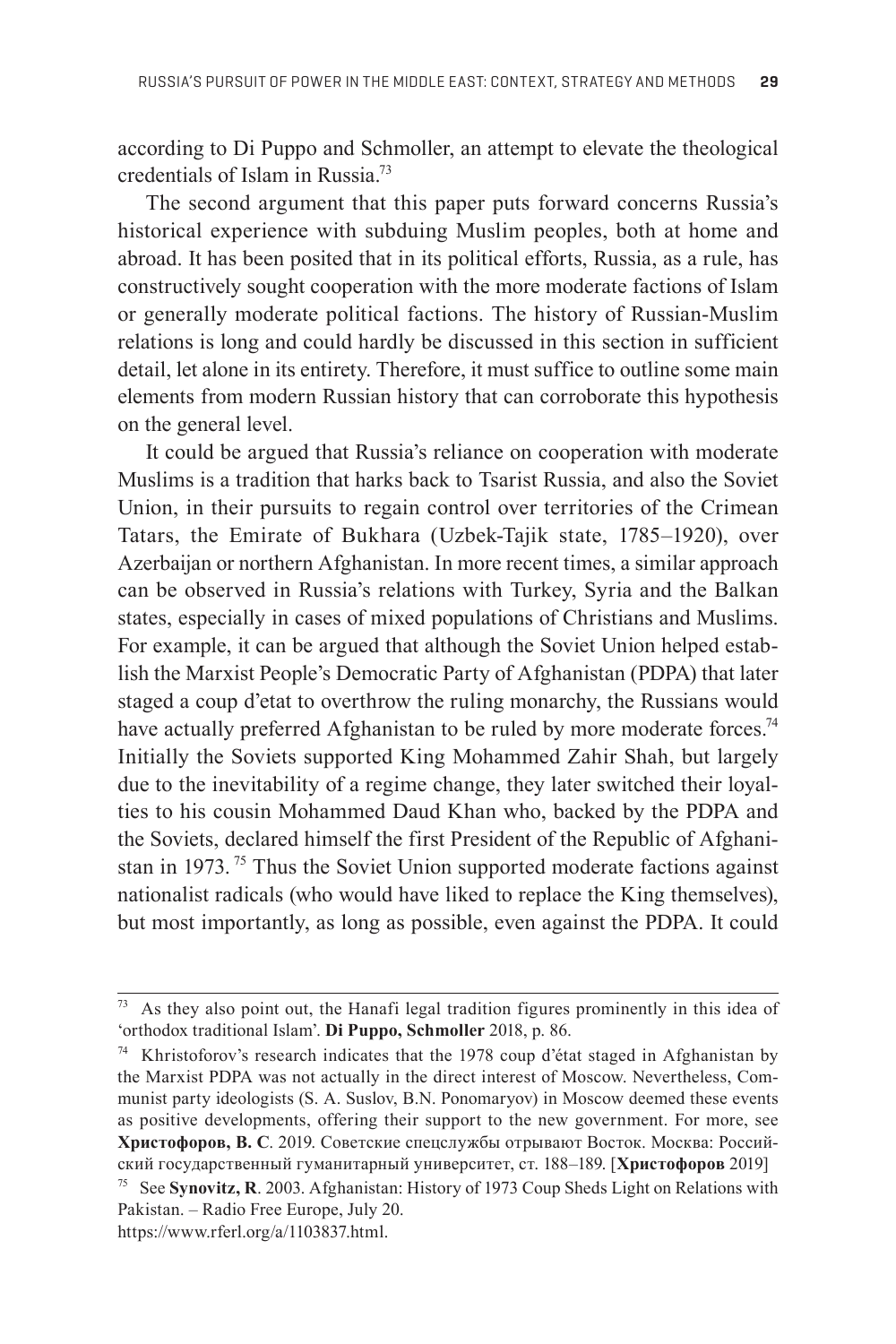according to Di Puppo and Schmoller, an attempt to elevate the theological credentials of Islam in Russia.[73]

The second argument that this paper puts forward concerns Russia's historical experience with subduing Muslim peoples, both at home and abroad. It has been posited that in its political efforts, Russia, as a rule, has constructively sought cooperation with the more moderate factions of Islam or generally moderate political factions. The history of Russian-Muslim relations is long and could hardly be discussed in this section in sufficient detail, let alone in its entirety. Therefore, it must suffice to outline some main elements from modern Russian history that can corroborate this hypothesis on the general level.

It could be argued that Russia's reliance on cooperation with moderate Muslims is a tradition that harks back to Tsarist Russia, and also the Soviet Union, in their pursuits to regain control over territories of the Crimean Tatars, the Emirate of Bukhara (Uzbek-Tajik state, 1785–1920), over Azerbaijan or northern Afghanistan. In more recent times, a similar approach can be observed in Russia's relations with Turkey, Syria and the Balkan states, especially in cases of mixed populations of Christians and Muslims. For example, it can be argued that although the Soviet Union helped establish the Marxist People's Democratic Party of Afghanistan (PDPA) that later staged a coup d'etat to overthrow the ruling monarchy, the Russians would have actually preferred Afghanistan to be ruled by more moderate forces.[74] Initially the Soviets supported King Mohammed Zahir Shah, but largely due to the inevitability of a regime change, they later switched their loyalties to his cousin Mohammed Daud Khan who, backed by the PDPA and the Soviets, declared himself the first President of the Republic of Afghanistan in 1973. [75] Thus the Soviet Union supported moderate factions against nationalist radicals (who would have liked to replace the King themselves), but most importantly, as long as possible, even against the PDPA. It could

---

[73] As they also point out, the Hanafi legal tradition figures prominently in this idea of 'orthodox traditional Islam'. **Di Puppo, Schmoller** 2018, p. 86.

[74] Khristoforov's research indicates that the 1978 coup d'état staged in Afghanistan by the Marxist PDPA was not actually in the direct interest of Moscow. Nevertheless, Communist party ideologists (S. A. Suslov, B.N. Ponomaryov) in Moscow deemed these events as positive developments, offering their support to the new government. For more, see **Христофоров, В. С**. 2019. Советские спецслужбы отрывают Восток. Москва: Российский государственный гуманитарный университет, ст. 188–189. [**Христофоров** 2019]

[75] See **Synovitz, R**. 2003. Afghanistan: History of 1973 Coup Sheds Light on Relations with Pakistan. – Radio Free Europe, July 20. https://www.rferl.org/a/1103837.html.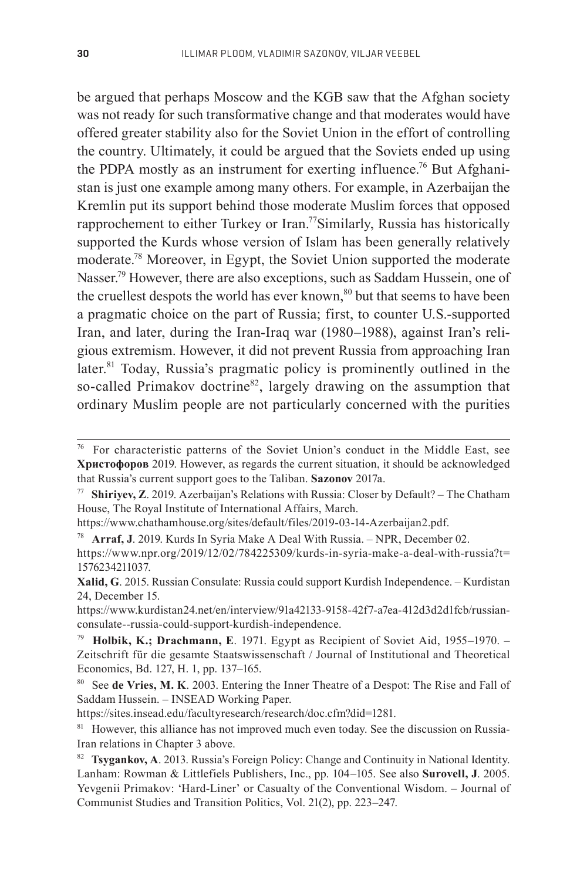be argued that perhaps Moscow and the KGB saw that the Afghan society was not ready for such transformative change and that moderates would have offered greater stability also for the Soviet Union in the effort of controlling the country. Ultimately, it could be argued that the Soviets ended up using the PDPA mostly as an instrument for exerting influence.[76] But Afghanistan is just one example among many others. For example, in Azerbaijan the Kremlin put its support behind those moderate Muslim forces that opposed rapprochement to either Turkey or Iran.[77]Similarly, Russia has historically supported the Kurds whose version of Islam has been generally relatively moderate.[78] Moreover, in Egypt, the Soviet Union supported the moderate Nasser.[79] However, there are also exceptions, such as Saddam Hussein, one of the cruellest despots the world has ever known,[80] but that seems to have been a pragmatic choice on the part of Russia; first, to counter U.S.-supported Iran, and later, during the Iran-Iraq war (1980–1988), against Iran's religious extremism. However, it did not prevent Russia from approaching Iran later.[81] Today, Russia's pragmatic policy is prominently outlined in the so-called Primakov doctrine[82], largely drawing on the assumption that ordinary Muslim people are not particularly concerned with the purities

---

[76] For characteristic patterns of the Soviet Union's conduct in the Middle East, see **Христофоров** 2019. However, as regards the current situation, it should be acknowledged that Russia's current support goes to the Taliban. **Sazonov** 2017a.

[77] **Shiriyev, Z**. 2019. Azerbaijan's Relations with Russia: Closer by Default? – The Chatham House, The Royal Institute of International Affairs, March. https://www.chathamhouse.org/sites/default/files/2019-03-14-Azerbaijan2.pdf.

[78] **Arraf, J**. 2019. Kurds In Syria Make A Deal With Russia. – NPR, December 02. https://www.npr.org/2019/12/02/784225309/kurds-in-syria-make-a-deal-with-russia?t=1576234211037.

**Xalid, G**. 2015. Russian Consulate: Russia could support Kurdish Independence. – Kurdistan 24, December 15. https://www.kurdistan24.net/en/interview/91a42133-9158-42f7-a7ea-412d3d2d1fcb/russian-consulate--russia-could-support-kurdish-independence.

[79] **Holbik, K.; Drachmann, E**. 1971. Egypt as Recipient of Soviet Aid, 1955–1970. – Zeitschrift für die gesamte Staatswissenschaft / Journal of Institutional and Theoretical Economics, Bd. 127, H. 1, pp. 137–165.

[80] See **de Vries, M. K**. 2003. Entering the Inner Theatre of a Despot: The Rise and Fall of Saddam Hussein. – INSEAD Working Paper. https://sites.insead.edu/facultyresearch/research/doc.cfm?did=1281.

[81] However, this alliance has not improved much even today. See the discussion on Russia-Iran relations in Chapter 3 above.

[82] **Tsygankov, A**. 2013. Russia's Foreign Policy: Change and Continuity in National Identity. Lanham: Rowman & Littlefiels Publishers, Inc., pp. 104–105. See also **Surovell, J**. 2005. Yevgenii Primakov: 'Hard-Liner' or Casualty of the Conventional Wisdom. – Journal of Communist Studies and Transition Politics, Vol. 21(2), pp. 223–247.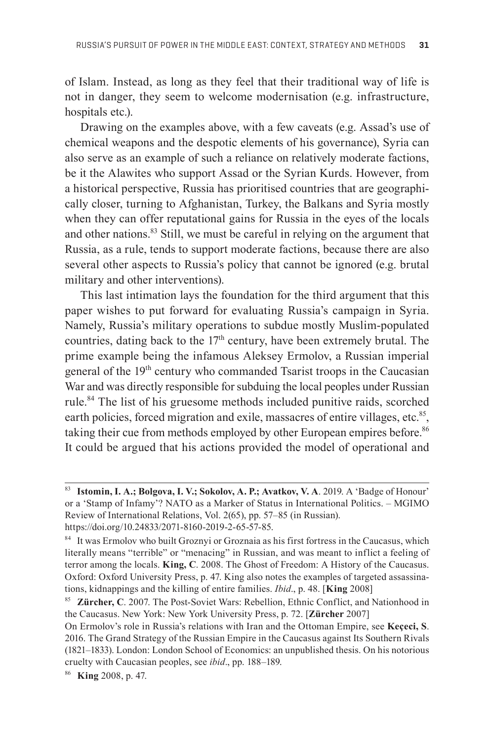of Islam. Instead, as long as they feel that their traditional way of life is not in danger, they seem to welcome modernisation (e.g. infrastructure, hospitals etc.).

Drawing on the examples above, with a few caveats (e.g. Assad's use of chemical weapons and the despotic elements of his governance), Syria can also serve as an example of such a reliance on relatively moderate factions, be it the Alawites who support Assad or the Syrian Kurds. However, from a historical perspective, Russia has prioritised countries that are geographically closer, turning to Afghanistan, Turkey, the Balkans and Syria mostly when they can offer reputational gains for Russia in the eyes of the locals and other nations.[83] Still, we must be careful in relying on the argument that Russia, as a rule, tends to support moderate factions, because there are also several other aspects to Russia's policy that cannot be ignored (e.g. brutal military and other interventions).

This last intimation lays the foundation for the third argument that this paper wishes to put forward for evaluating Russia's campaign in Syria. Namely, Russia's military operations to subdue mostly Muslim-populated countries, dating back to the 17th century, have been extremely brutal. The prime example being the infamous Aleksey Ermolov, a Russian imperial general of the 19th century who commanded Tsarist troops in the Caucasian War and was directly responsible for subduing the local peoples under Russian rule.[84] The list of his gruesome methods included punitive raids, scorched earth policies, forced migration and exile, massacres of entire villages, etc.[85], taking their cue from methods employed by other European empires before.[86] It could be argued that his actions provided the model of operational and

---

[83] **Istomin, I. A.; Bolgova, I. V.; Sokolov, A. P.; Avatkov, V. A**. 2019. A 'Badge of Honour' or a 'Stamp of Infamy'? NATO as a Marker of Status in International Politics. – MGIMO Review of International Relations, Vol. 2(65), pp. 57–85 (in Russian). https://doi.org/10.24833/2071-8160-2019-2-65-57-85.

[84] It was Ermolov who built Groznyi or Groznaia as his first fortress in the Caucasus, which literally means "terrible" or "menacing" in Russian, and was meant to inflict a feeling of terror among the locals. **King, C**. 2008. The Ghost of Freedom: A History of the Caucasus. Oxford: Oxford University Press, p. 47. King also notes the examples of targeted assassinations, kidnappings and the killing of entire families. *Ibid*., p. 48. [**King** 2008]

[85] **Zürcher, C**. 2007. The Post-Soviet Wars: Rebellion, Ethnic Conflict, and Nationhood in the Caucasus. New York: New York University Press, p. 72. [**Zürcher** 2007]
On Ermolov's role in Russia's relations with Iran and the Ottoman Empire, see **Keçeci, S**. 2016. The Grand Strategy of the Russian Empire in the Caucasus against Its Southern Rivals (1821–1833). London: London School of Economics: an unpublished thesis. On his notorious cruelty with Caucasian peoples, see *ibid*., pp. 188–189.

[86] **King** 2008, p. 47.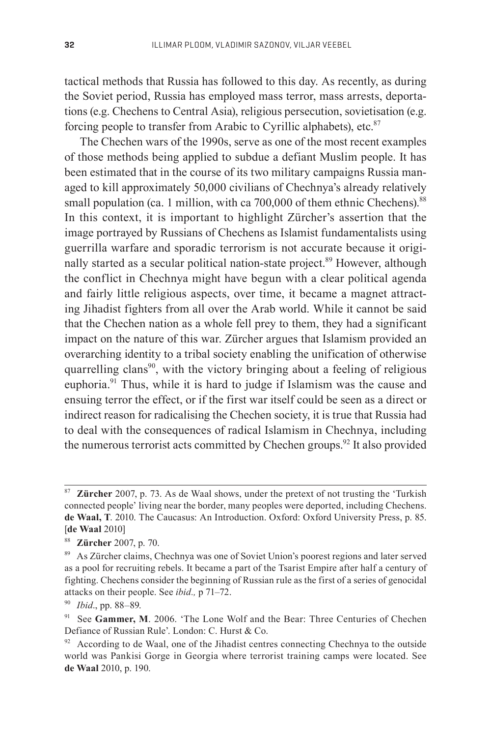tactical methods that Russia has followed to this day. As recently, as during the Soviet period, Russia has employed mass terror, mass arrests, deportations (e.g. Chechens to Central Asia), religious persecution, sovietisation (e.g. forcing people to transfer from Arabic to Cyrillic alphabets), etc.[87]

The Chechen wars of the 1990s, serve as one of the most recent examples of those methods being applied to subdue a defiant Muslim people. It has been estimated that in the course of its two military campaigns Russia managed to kill approximately 50,000 civilians of Chechnya's already relatively small population (ca. 1 million, with ca 700,000 of them ethnic Chechens).[88] In this context, it is important to highlight Zürcher's assertion that the image portrayed by Russians of Chechens as Islamist fundamentalists using guerrilla warfare and sporadic terrorism is not accurate because it originally started as a secular political nation-state project.[89] However, although the conflict in Chechnya might have begun with a clear political agenda and fairly little religious aspects, over time, it became a magnet attracting Jihadist fighters from all over the Arab world. While it cannot be said that the Chechen nation as a whole fell prey to them, they had a significant impact on the nature of this war. Zürcher argues that Islamism provided an overarching identity to a tribal society enabling the unification of otherwise quarrelling clans[90], with the victory bringing about a feeling of religious euphoria.[91] Thus, while it is hard to judge if Islamism was the cause and ensuing terror the effect, or if the first war itself could be seen as a direct or indirect reason for radicalising the Chechen society, it is true that Russia had to deal with the consequences of radical Islamism in Chechnya, including the numerous terrorist acts committed by Chechen groups.[92] It also provided

---

[87] **Zürcher** 2007, p. 73. As de Waal shows, under the pretext of not trusting the 'Turkish connected people' living near the border, many peoples were deported, including Chechens. **de Waal, T**. 2010. The Caucasus: An Introduction. Oxford: Oxford University Press, p. 85. [**de Waal** 2010]

[88] **Zürcher** 2007, p. 70.

[89] As Zürcher claims, Chechnya was one of Soviet Union's poorest regions and later served as a pool for recruiting rebels. It became a part of the Tsarist Empire after half a century of fighting. Chechens consider the beginning of Russian rule as the first of a series of genocidal attacks on their people. See *ibid.,* p 71–72.

[90] *Ibid*., pp. 88–89.

[91] See **Gammer, M**. 2006. 'The Lone Wolf and the Bear: Three Centuries of Chechen Defiance of Russian Rule'. London: C. Hurst & Co.

[92] According to de Waal, one of the Jihadist centres connecting Chechnya to the outside world was Pankisi Gorge in Georgia where terrorist training camps were located. See **de Waal** 2010, p. 190.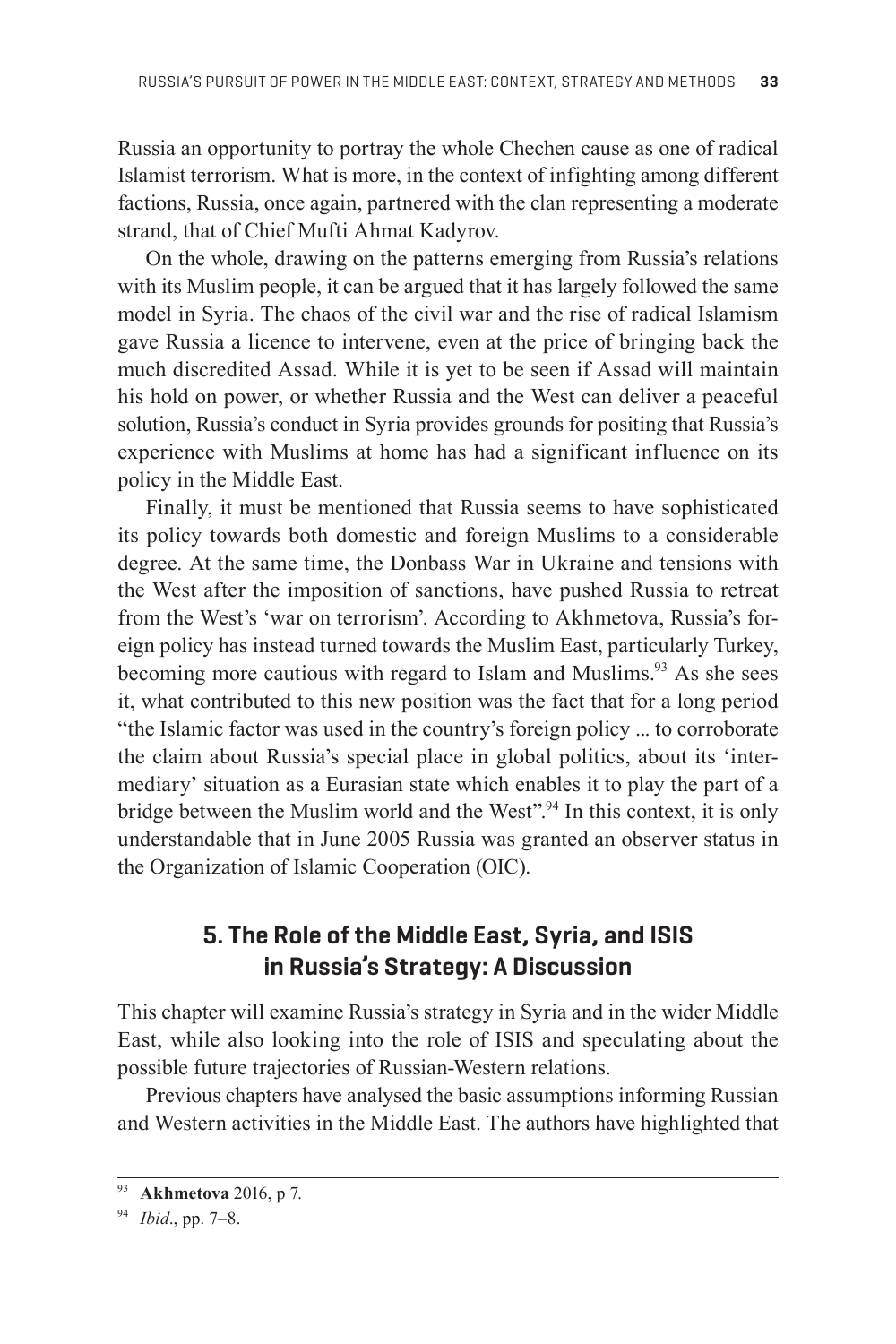Russia an opportunity to portray the whole Chechen cause as one of radical Islamist terrorism. What is more, in the context of infighting among different factions, Russia, once again, partnered with the clan representing a moderate strand, that of Chief Mufti Ahmat Kadyrov.

On the whole, drawing on the patterns emerging from Russia's relations with its Muslim people, it can be argued that it has largely followed the same model in Syria. The chaos of the civil war and the rise of radical Islamism gave Russia a licence to intervene, even at the price of bringing back the much discredited Assad. While it is yet to be seen if Assad will maintain his hold on power, or whether Russia and the West can deliver a peaceful solution, Russia's conduct in Syria provides grounds for positing that Russia's experience with Muslims at home has had a significant influence on its policy in the Middle East.

Finally, it must be mentioned that Russia seems to have sophisticated its policy towards both domestic and foreign Muslims to a considerable degree. At the same time, the Donbass War in Ukraine and tensions with the West after the imposition of sanctions, have pushed Russia to retreat from the West's 'war on terrorism'. According to Akhmetova, Russia's foreign policy has instead turned towards the Muslim East, particularly Turkey, becoming more cautious with regard to Islam and Muslims.[93] As she sees it, what contributed to this new position was the fact that for a long period "the Islamic factor was used in the country's foreign policy ... to corroborate the claim about Russia's special place in global politics, about its 'intermediary' situation as a Eurasian state which enables it to play the part of a bridge between the Muslim world and the West".[94] In this context, it is only understandable that in June 2005 Russia was granted an observer status in the Organization of Islamic Cooperation (OIC).

## 5. The Role of the Middle East, Syria, and ISIS in Russia's Strategy: A Discussion

This chapter will examine Russia's strategy in Syria and in the wider Middle East, while also looking into the role of ISIS and speculating about the possible future trajectories of Russian-Western relations.

Previous chapters have analysed the basic assumptions informing Russian and Western activities in the Middle East. The authors have highlighted that

---

[93] **Akhmetova** 2016, p 7.

[94] *Ibid*., pp. 7–8.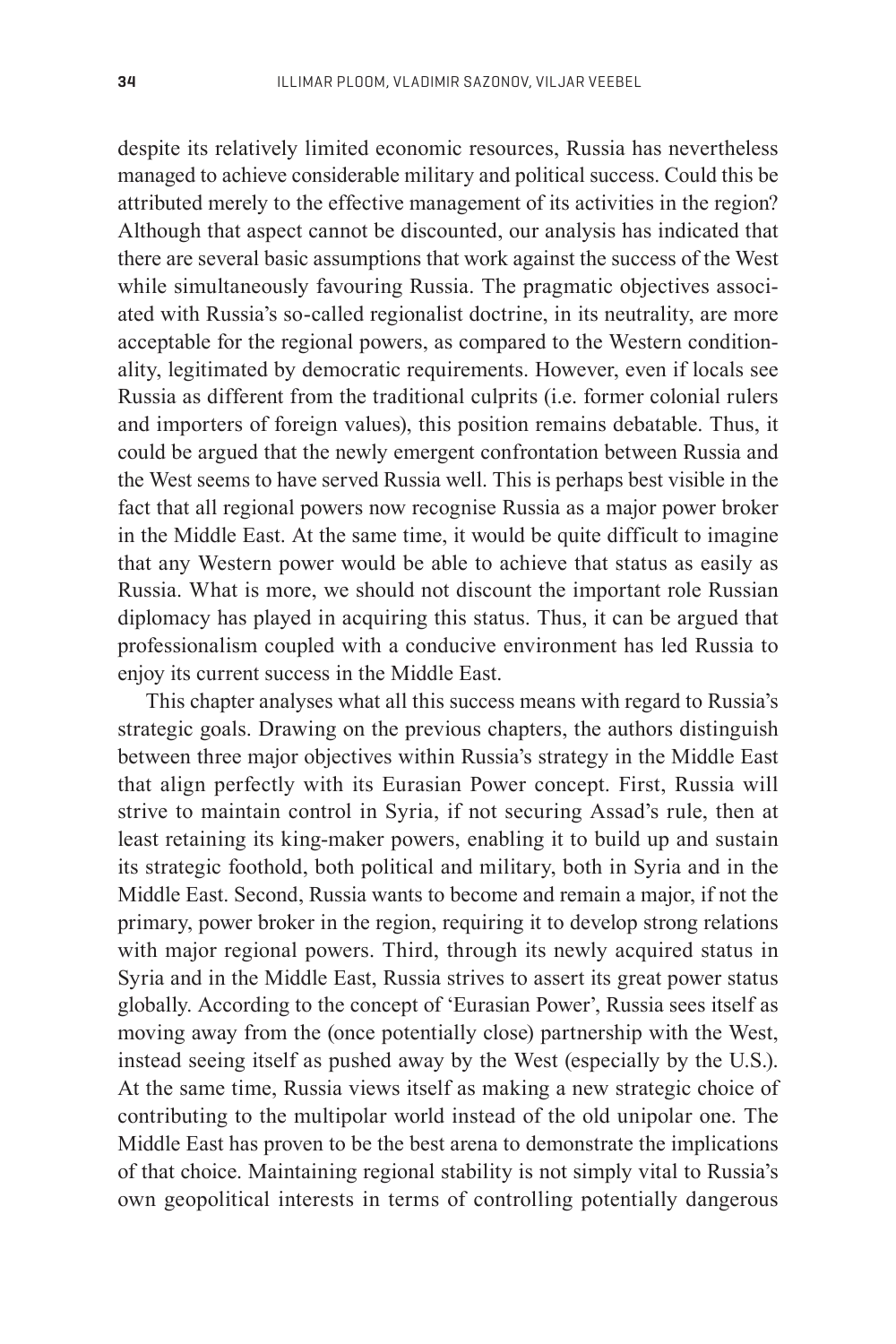despite its relatively limited economic resources, Russia has nevertheless managed to achieve considerable military and political success. Could this be attributed merely to the effective management of its activities in the region? Although that aspect cannot be discounted, our analysis has indicated that there are several basic assumptions that work against the success of the West while simultaneously favouring Russia. The pragmatic objectives associated with Russia's so-called regionalist doctrine, in its neutrality, are more acceptable for the regional powers, as compared to the Western conditionality, legitimated by democratic requirements. However, even if locals see Russia as different from the traditional culprits (i.e. former colonial rulers and importers of foreign values), this position remains debatable. Thus, it could be argued that the newly emergent confrontation between Russia and the West seems to have served Russia well. This is perhaps best visible in the fact that all regional powers now recognise Russia as a major power broker in the Middle East. At the same time, it would be quite difficult to imagine that any Western power would be able to achieve that status as easily as Russia. What is more, we should not discount the important role Russian diplomacy has played in acquiring this status. Thus, it can be argued that professionalism coupled with a conducive environment has led Russia to enjoy its current success in the Middle East.

This chapter analyses what all this success means with regard to Russia's strategic goals. Drawing on the previous chapters, the authors distinguish between three major objectives within Russia's strategy in the Middle East that align perfectly with its Eurasian Power concept. First, Russia will strive to maintain control in Syria, if not securing Assad's rule, then at least retaining its king-maker powers, enabling it to build up and sustain its strategic foothold, both political and military, both in Syria and in the Middle East. Second, Russia wants to become and remain a major, if not the primary, power broker in the region, requiring it to develop strong relations with major regional powers. Third, through its newly acquired status in Syria and in the Middle East, Russia strives to assert its great power status globally. According to the concept of 'Eurasian Power', Russia sees itself as moving away from the (once potentially close) partnership with the West, instead seeing itself as pushed away by the West (especially by the U.S.). At the same time, Russia views itself as making a new strategic choice of contributing to the multipolar world instead of the old unipolar one. The Middle East has proven to be the best arena to demonstrate the implications of that choice. Maintaining regional stability is not simply vital to Russia's own geopolitical interests in terms of controlling potentially dangerous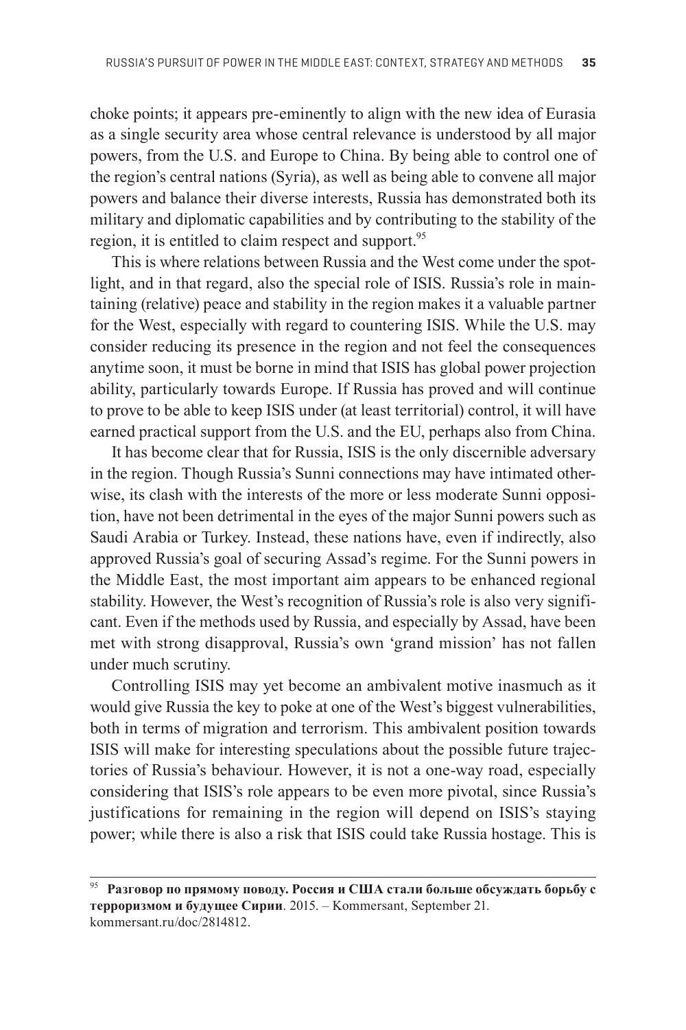choke points; it appears pre-eminently to align with the new idea of Eurasia as a single security area whose central relevance is understood by all major powers, from the U.S. and Europe to China. By being able to control one of the region's central nations (Syria), as well as being able to convene all major powers and balance their diverse interests, Russia has demonstrated both its military and diplomatic capabilities and by contributing to the stability of the region, it is entitled to claim respect and support.[95]

This is where relations between Russia and the West come under the spotlight, and in that regard, also the special role of ISIS. Russia's role in maintaining (relative) peace and stability in the region makes it a valuable partner for the West, especially with regard to countering ISIS. While the U.S. may consider reducing its presence in the region and not feel the consequences anytime soon, it must be borne in mind that ISIS has global power projection ability, particularly towards Europe. If Russia has proved and will continue to prove to be able to keep ISIS under (at least territorial) control, it will have earned practical support from the U.S. and the EU, perhaps also from China.

It has become clear that for Russia, ISIS is the only discernible adversary in the region. Though Russia's Sunni connections may have intimated otherwise, its clash with the interests of the more or less moderate Sunni opposition, have not been detrimental in the eyes of the major Sunni powers such as Saudi Arabia or Turkey. Instead, these nations have, even if indirectly, also approved Russia's goal of securing Assad's regime. For the Sunni powers in the Middle East, the most important aim appears to be enhanced regional stability. However, the West's recognition of Russia's role is also very significant. Even if the methods used by Russia, and especially by Assad, have been met with strong disapproval, Russia's own 'grand mission' has not fallen under much scrutiny.

Controlling ISIS may yet become an ambivalent motive inasmuch as it would give Russia the key to poke at one of the West's biggest vulnerabilities, both in terms of migration and terrorism. This ambivalent position towards ISIS will make for interesting speculations about the possible future trajectories of Russia's behaviour. However, it is not a one-way road, especially considering that ISIS's role appears to be even more pivotal, since Russia's justifications for remaining in the region will depend on ISIS's staying power; while there is also a risk that ISIS could take Russia hostage. This is

---

[95] **Разговор по прямому поводу. Россия и США стали больше обсуждать борьбу с терроризмом и будущее Сирии**. 2015. – Kommersant, September 21. kommersant.ru/doc/2814812.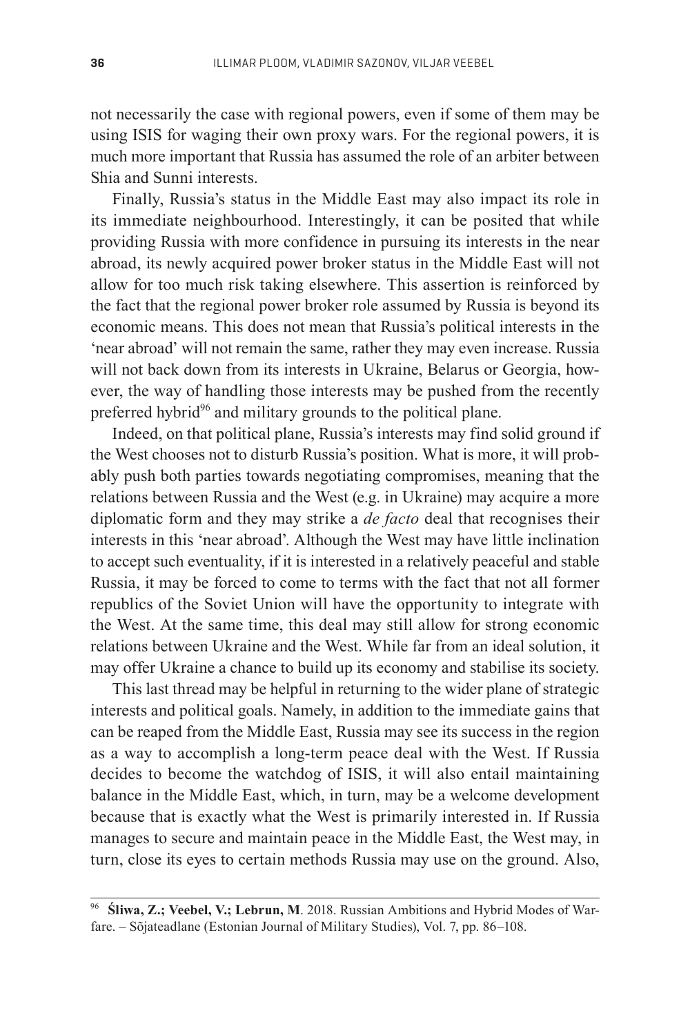not necessarily the case with regional powers, even if some of them may be using ISIS for waging their own proxy wars. For the regional powers, it is much more important that Russia has assumed the role of an arbiter between Shia and Sunni interests.

Finally, Russia's status in the Middle East may also impact its role in its immediate neighbourhood. Interestingly, it can be posited that while providing Russia with more confidence in pursuing its interests in the near abroad, its newly acquired power broker status in the Middle East will not allow for too much risk taking elsewhere. This assertion is reinforced by the fact that the regional power broker role assumed by Russia is beyond its economic means. This does not mean that Russia's political interests in the 'near abroad' will not remain the same, rather they may even increase. Russia will not back down from its interests in Ukraine, Belarus or Georgia, however, the way of handling those interests may be pushed from the recently preferred hybrid[96] and military grounds to the political plane.

Indeed, on that political plane, Russia's interests may find solid ground if the West chooses not to disturb Russia's position. What is more, it will probably push both parties towards negotiating compromises, meaning that the relations between Russia and the West (e.g. in Ukraine) may acquire a more diplomatic form and they may strike a *de facto* deal that recognises their interests in this 'near abroad'. Although the West may have little inclination to accept such eventuality, if it is interested in a relatively peaceful and stable Russia, it may be forced to come to terms with the fact that not all former republics of the Soviet Union will have the opportunity to integrate with the West. At the same time, this deal may still allow for strong economic relations between Ukraine and the West. While far from an ideal solution, it may offer Ukraine a chance to build up its economy and stabilise its society.

This last thread may be helpful in returning to the wider plane of strategic interests and political goals. Namely, in addition to the immediate gains that can be reaped from the Middle East, Russia may see its success in the region as a way to accomplish a long-term peace deal with the West. If Russia decides to become the watchdog of ISIS, it will also entail maintaining balance in the Middle East, which, in turn, may be a welcome development because that is exactly what the West is primarily interested in. If Russia manages to secure and maintain peace in the Middle East, the West may, in turn, close its eyes to certain methods Russia may use on the ground. Also,

---

[96] **Śliwa, Z.; Veebel, V.; Lebrun, M**. 2018. Russian Ambitions and Hybrid Modes of Warfare. – Sõjateadlane (Estonian Journal of Military Studies), Vol. 7, pp. 86–108.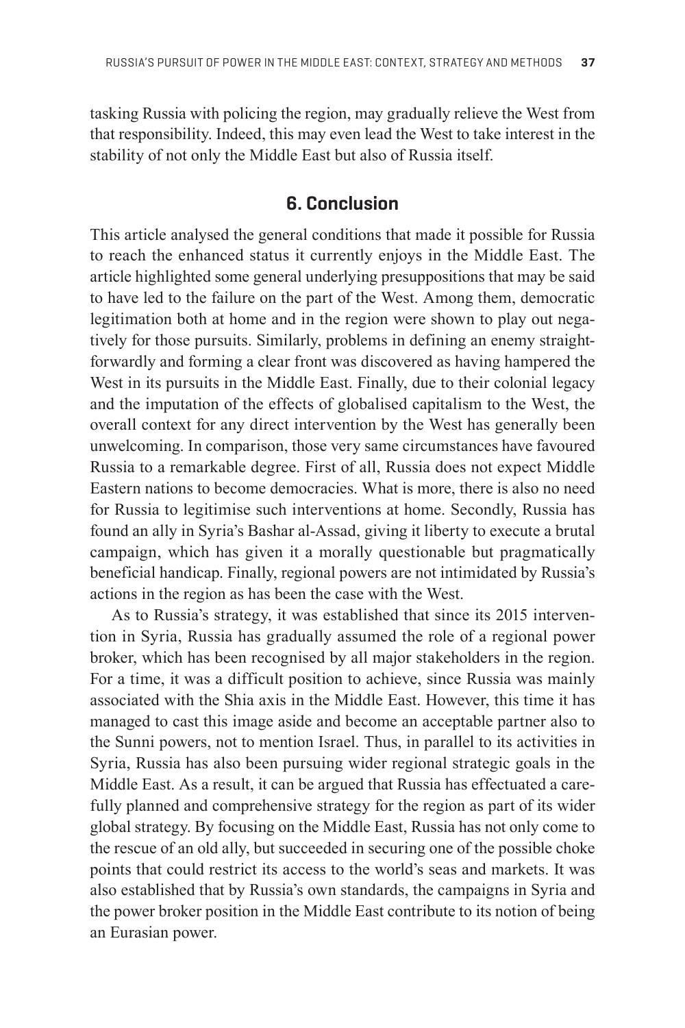tasking Russia with policing the region, may gradually relieve the West from that responsibility. Indeed, this may even lead the West to take interest in the stability of not only the Middle East but also of Russia itself.

## 6. Conclusion

This article analysed the general conditions that made it possible for Russia to reach the enhanced status it currently enjoys in the Middle East. The article highlighted some general underlying presuppositions that may be said to have led to the failure on the part of the West. Among them, democratic legitimation both at home and in the region were shown to play out negatively for those pursuits. Similarly, problems in defining an enemy straightforwardly and forming a clear front was discovered as having hampered the West in its pursuits in the Middle East. Finally, due to their colonial legacy and the imputation of the effects of globalised capitalism to the West, the overall context for any direct intervention by the West has generally been unwelcoming. In comparison, those very same circumstances have favoured Russia to a remarkable degree. First of all, Russia does not expect Middle Eastern nations to become democracies. What is more, there is also no need for Russia to legitimise such interventions at home. Secondly, Russia has found an ally in Syria's Bashar al-Assad, giving it liberty to execute a brutal campaign, which has given it a morally questionable but pragmatically beneficial handicap. Finally, regional powers are not intimidated by Russia's actions in the region as has been the case with the West.

As to Russia's strategy, it was established that since its 2015 intervention in Syria, Russia has gradually assumed the role of a regional power broker, which has been recognised by all major stakeholders in the region. For a time, it was a difficult position to achieve, since Russia was mainly associated with the Shia axis in the Middle East. However, this time it has managed to cast this image aside and become an acceptable partner also to the Sunni powers, not to mention Israel. Thus, in parallel to its activities in Syria, Russia has also been pursuing wider regional strategic goals in the Middle East. As a result, it can be argued that Russia has effectuated a carefully planned and comprehensive strategy for the region as part of its wider global strategy. By focusing on the Middle East, Russia has not only come to the rescue of an old ally, but succeeded in securing one of the possible choke points that could restrict its access to the world's seas and markets. It was also established that by Russia's own standards, the campaigns in Syria and the power broker position in the Middle East contribute to its notion of being an Eurasian power.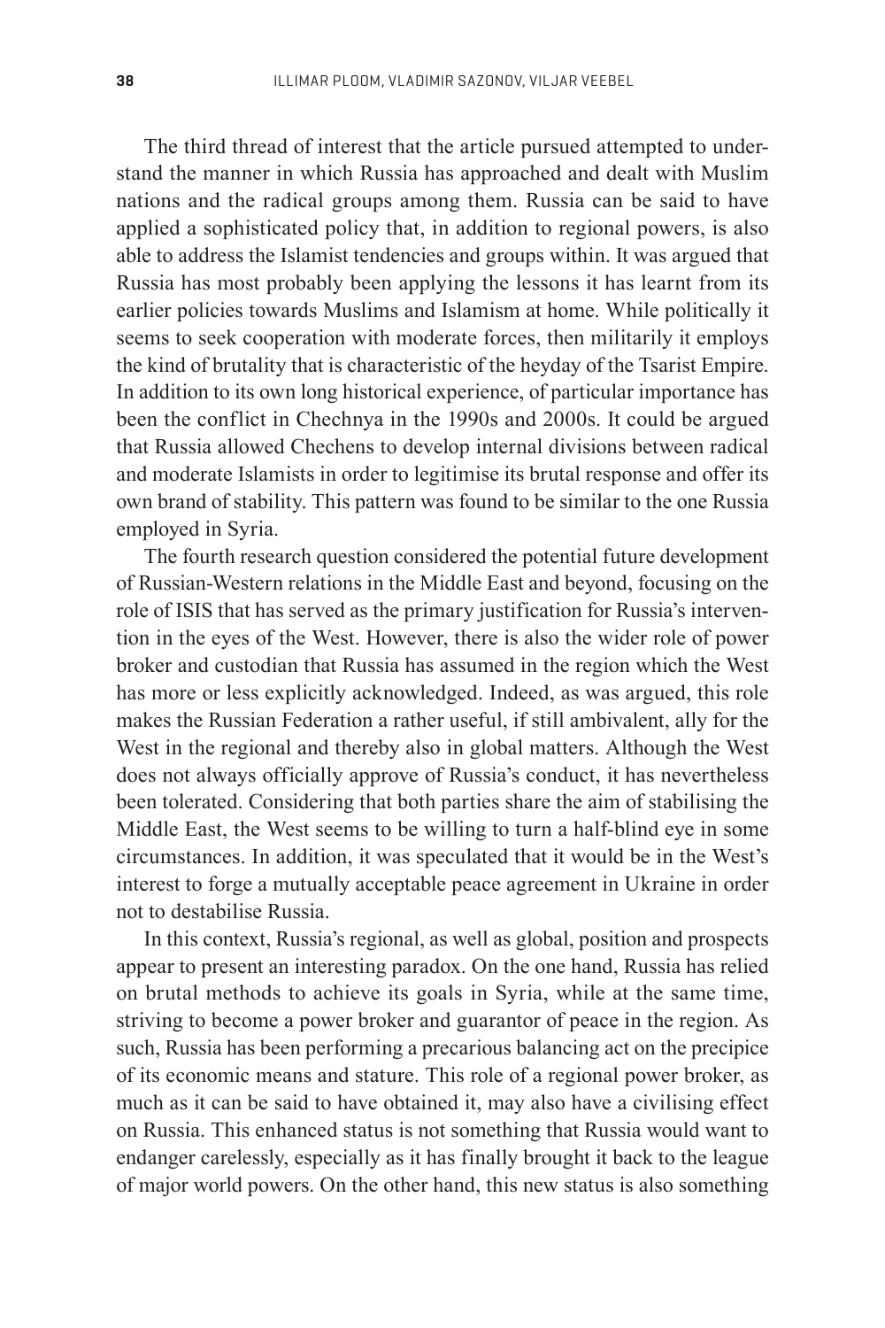The third thread of interest that the article pursued attempted to understand the manner in which Russia has approached and dealt with Muslim nations and the radical groups among them. Russia can be said to have applied a sophisticated policy that, in addition to regional powers, is also able to address the Islamist tendencies and groups within. It was argued that Russia has most probably been applying the lessons it has learnt from its earlier policies towards Muslims and Islamism at home. While politically it seems to seek cooperation with moderate forces, then militarily it employs the kind of brutality that is characteristic of the heyday of the Tsarist Empire. In addition to its own long historical experience, of particular importance has been the conflict in Chechnya in the 1990s and 2000s. It could be argued that Russia allowed Chechens to develop internal divisions between radical and moderate Islamists in order to legitimise its brutal response and offer its own brand of stability. This pattern was found to be similar to the one Russia employed in Syria.

The fourth research question considered the potential future development of Russian-Western relations in the Middle East and beyond, focusing on the role of ISIS that has served as the primary justification for Russia's intervention in the eyes of the West. However, there is also the wider role of power broker and custodian that Russia has assumed in the region which the West has more or less explicitly acknowledged. Indeed, as was argued, this role makes the Russian Federation a rather useful, if still ambivalent, ally for the West in the regional and thereby also in global matters. Although the West does not always officially approve of Russia's conduct, it has nevertheless been tolerated. Considering that both parties share the aim of stabilising the Middle East, the West seems to be willing to turn a half-blind eye in some circumstances. In addition, it was speculated that it would be in the West's interest to forge a mutually acceptable peace agreement in Ukraine in order not to destabilise Russia.

In this context, Russia's regional, as well as global, position and prospects appear to present an interesting paradox. On the one hand, Russia has relied on brutal methods to achieve its goals in Syria, while at the same time, striving to become a power broker and guarantor of peace in the region. As such, Russia has been performing a precarious balancing act on the precipice of its economic means and stature. This role of a regional power broker, as much as it can be said to have obtained it, may also have a civilising effect on Russia. This enhanced status is not something that Russia would want to endanger carelessly, especially as it has finally brought it back to the league of major world powers. On the other hand, this new status is also something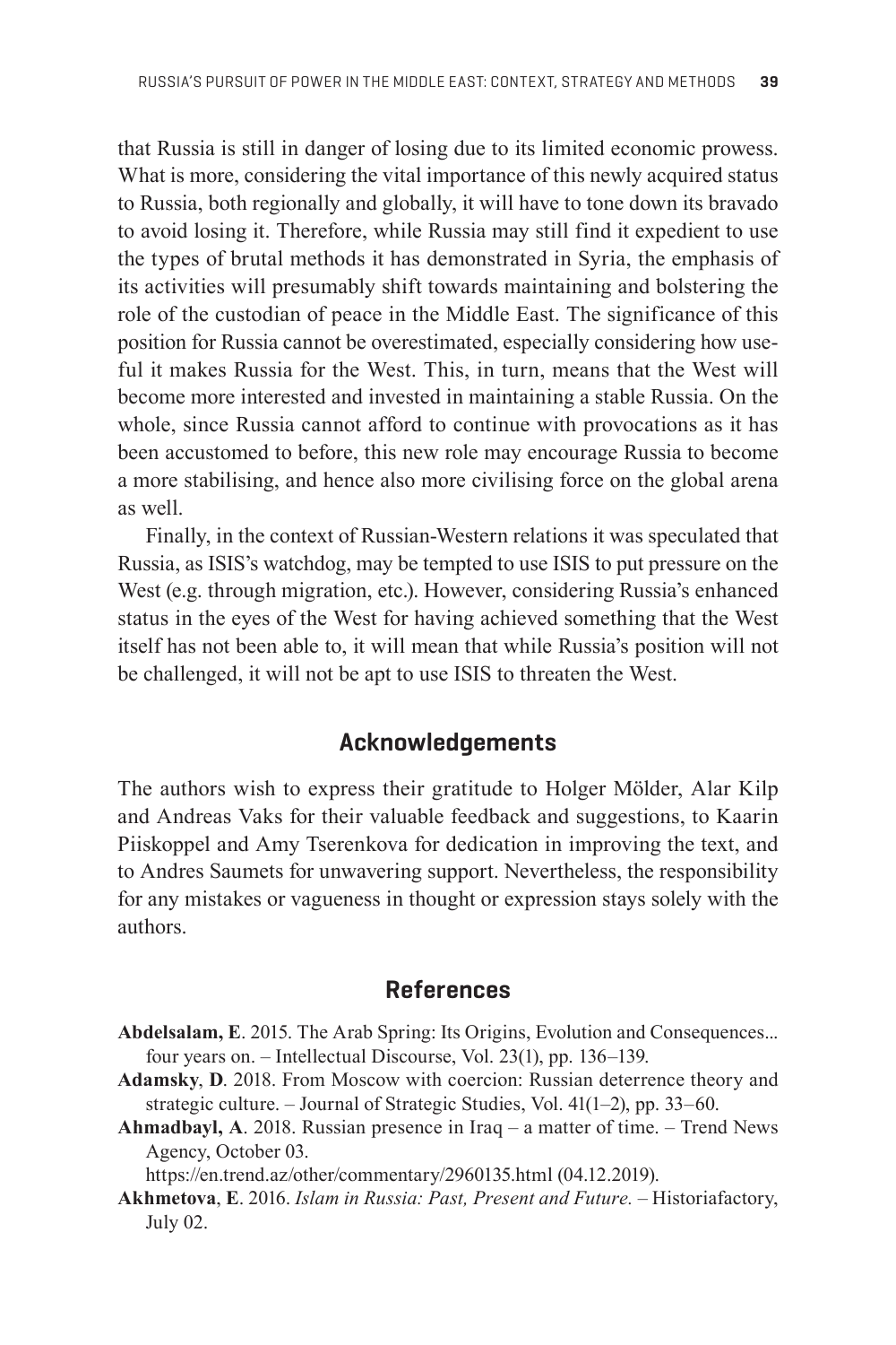that Russia is still in danger of losing due to its limited economic prowess. What is more, considering the vital importance of this newly acquired status to Russia, both regionally and globally, it will have to tone down its bravado to avoid losing it. Therefore, while Russia may still find it expedient to use the types of brutal methods it has demonstrated in Syria, the emphasis of its activities will presumably shift towards maintaining and bolstering the role of the custodian of peace in the Middle East. The significance of this position for Russia cannot be overestimated, especially considering how useful it makes Russia for the West. This, in turn, means that the West will become more interested and invested in maintaining a stable Russia. On the whole, since Russia cannot afford to continue with provocations as it has been accustomed to before, this new role may encourage Russia to become a more stabilising, and hence also more civilising force on the global arena as well.

Finally, in the context of Russian-Western relations it was speculated that Russia, as ISIS's watchdog, may be tempted to use ISIS to put pressure on the West (e.g. through migration, etc.). However, considering Russia's enhanced status in the eyes of the West for having achieved something that the West itself has not been able to, it will mean that while Russia's position will not be challenged, it will not be apt to use ISIS to threaten the West.

## Acknowledgements

The authors wish to express their gratitude to Holger Mölder, Alar Kilp and Andreas Vaks for their valuable feedback and suggestions, to Kaarin Piiskoppel and Amy Tserenkova for dedication in improving the text, and to Andres Saumets for unwavering support. Nevertheless, the responsibility for any mistakes or vagueness in thought or expression stays solely with the authors.

## References

**Abdelsalam, E**. 2015. The Arab Spring: Its Origins, Evolution and Consequences... four years on. – Intellectual Discourse, Vol. 23(1), pp. 136–139.

**Adamsky**, **D**. 2018. From Moscow with coercion: Russian deterrence theory and strategic culture. – Journal of Strategic Studies, Vol. 41(1–2), pp. 33–60.

**Ahmadbayl, A**. 2018. Russian presence in Iraq – a matter of time. – Trend News Agency, October 03. https://en.trend.az/other/commentary/2960135.html (04.12.2019).

**Akhmetova**, **E**. 2016. *Islam in Russia: Past, Present and Future.* – Historiafactory, July 02.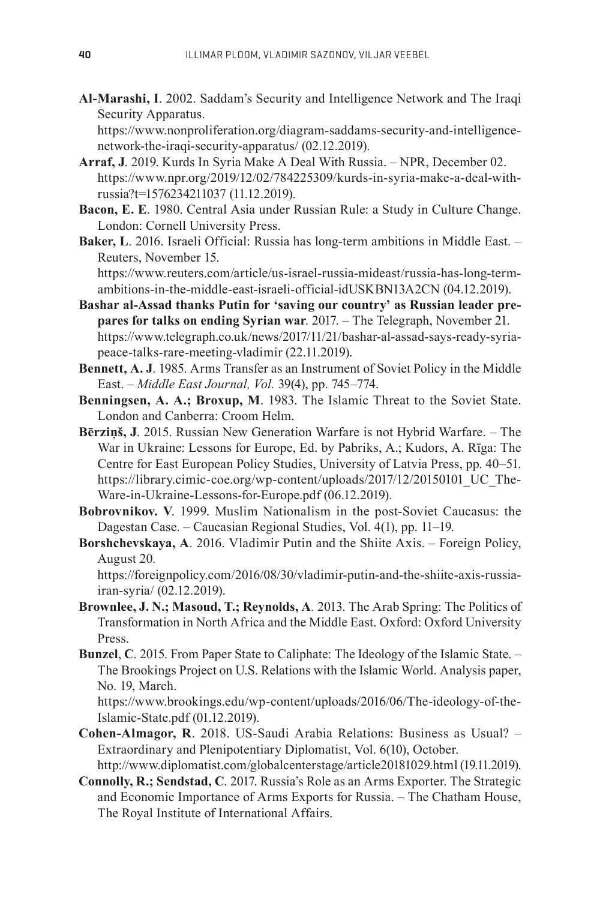**Al-Marashi, I**. 2002. Saddam's Security and Intelligence Network and The Iraqi Security Apparatus. https://www.nonproliferation.org/diagram-saddams-security-and-intelligence-network-the-iraqi-security-apparatus/ (02.12.2019).

**Arraf, J**. 2019. Kurds In Syria Make A Deal With Russia. – NPR, December 02. https://www.npr.org/2019/12/02/784225309/kurds-in-syria-make-a-deal-with-russia?t=1576234211037 (11.12.2019).

**Bacon, E. E**. 1980. Central Asia under Russian Rule: a Study in Culture Change. London: Cornell University Press.

**Baker, L**. 2016. Israeli Official: Russia has long-term ambitions in Middle East. – Reuters, November 15. https://www.reuters.com/article/us-israel-russia-mideast/russia-has-long-term-ambitions-in-the-middle-east-israeli-official-idUSKBN13A2CN (04.12.2019).

**Bashar al-Assad thanks Putin for 'saving our country' as Russian leader prepares for talks on ending Syrian war**. 2017. – The Telegraph, November 21. https://www.telegraph.co.uk/news/2017/11/21/bashar-al-assad-says-ready-syria-peace-talks-rare-meeting-vladimir (22.11.2019).

**Bennett, A. J**. 1985. Arms Transfer as an Instrument of Soviet Policy in the Middle East. – *Middle East Journal, Vol.* 39(4), pp. 745–774.

**Benningsen, A. A.; Broxup, M**. 1983. The Islamic Threat to the Soviet State. London and Canberra: Croom Helm.

**Bērziņš, J**. 2015. Russian New Generation Warfare is not Hybrid Warfare. – The War in Ukraine: Lessons for Europe, Ed. by Pabriks, A.; Kudors, A. Rīga: The Centre for East European Policy Studies, University of Latvia Press, pp. 40–51. https://library.cimic-coe.org/wp-content/uploads/2017/12/20150101_UC_The-Ware-in-Ukraine-Lessons-for-Europe.pdf (06.12.2019).

**Bobrovnikov. V**. 1999. Muslim Nationalism in the post-Soviet Caucasus: the Dagestan Case. – Caucasian Regional Studies, Vol. 4(1), pp. 11–19.

**Borshchevskaya, A**. 2016. Vladimir Putin and the Shiite Axis. – Foreign Policy, August 20. https://foreignpolicy.com/2016/08/30/vladimir-putin-and-the-shiite-axis-russia-iran-syria/ (02.12.2019).

**Brownlee, J. N.; Masoud, T.; Reynolds, A**. 2013. The Arab Spring: The Politics of Transformation in North Africa and the Middle East. Oxford: Oxford University Press.

**Bunzel**, **C**. 2015. From Paper State to Caliphate: The Ideology of the Islamic State. – The Brookings Project on U.S. Relations with the Islamic World. Analysis paper, No. 19, March. https://www.brookings.edu/wp-content/uploads/2016/06/The-ideology-of-the-Islamic-State.pdf (01.12.2019).

**Cohen-Almagor, R**. 2018. US-Saudi Arabia Relations: Business as Usual? – Extraordinary and Plenipotentiary Diplomatist, Vol. 6(10), October. http://www.diplomatist.com/globalcenterstage/article20181029.html (19.11.2019).

**Connolly, R.; Sendstad, C**. 2017. Russia's Role as an Arms Exporter. The Strategic and Economic Importance of Arms Exports for Russia. – The Chatham House, The Royal Institute of International Affairs.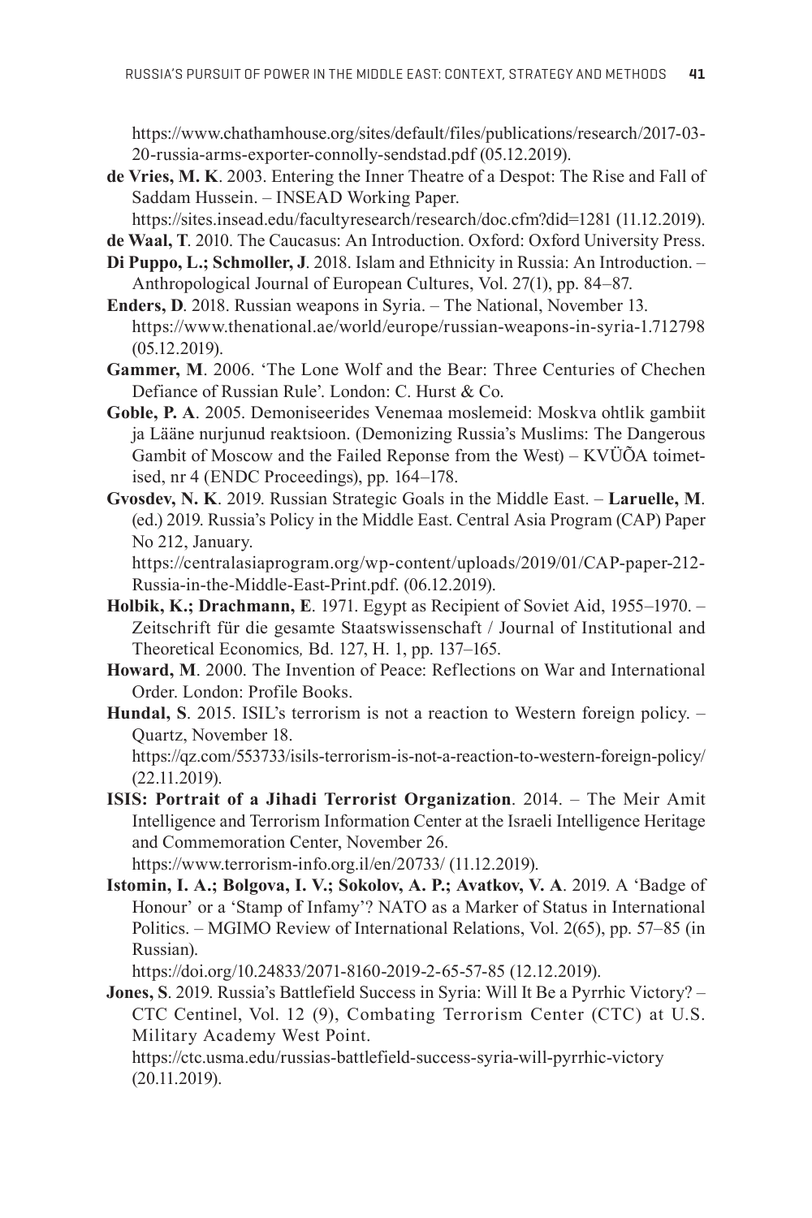https://www.chathamhouse.org/sites/default/files/publications/research/2017-03-20-russia-arms-exporter-connolly-sendstad.pdf (05.12.2019).

**de Vries, M. K**. 2003. Entering the Inner Theatre of a Despot: The Rise and Fall of Saddam Hussein. – INSEAD Working Paper. https://sites.insead.edu/facultyresearch/research/doc.cfm?did=1281 (11.12.2019).

**de Waal, T**. 2010. The Caucasus: An Introduction. Oxford: Oxford University Press.

**Di Puppo, L.; Schmoller, J**. 2018. Islam and Ethnicity in Russia: An Introduction. – Anthropological Journal of European Cultures, Vol. 27(1), pp. 84–87.

**Enders, D**. 2018. Russian weapons in Syria. – The National, November 13. https://www.thenational.ae/world/europe/russian-weapons-in-syria-1.712798 (05.12.2019).

**Gammer, M**. 2006. 'The Lone Wolf and the Bear: Three Centuries of Chechen Defiance of Russian Rule'. London: C. Hurst & Co.

**Goble, P. A**. 2005. Demoniseerides Venemaa moslemeid: Moskva ohtlik gambiit ja Lääne nurjunud reaktsioon. (Demonizing Russia's Muslims: The Dangerous Gambit of Moscow and the Failed Reponse from the West) – KVÜÕA toimetised, nr 4 (ENDC Proceedings), pp. 164–178.

**Gvosdev, N. K**. 2019. Russian Strategic Goals in the Middle East. – **Laruelle, M**. (ed.) 2019. Russia's Policy in the Middle East. Central Asia Program (CAP) Paper No 212, January. https://centralasiaprogram.org/wp-content/uploads/2019/01/CAP-paper-212-Russia-in-the-Middle-East-Print.pdf. (06.12.2019).

**Holbik, K.; Drachmann, E**. 1971. Egypt as Recipient of Soviet Aid, 1955–1970. – Zeitschrift für die gesamte Staatswissenschaft / Journal of Institutional and Theoretical Economics, Bd. 127, H. 1, pp. 137–165.

**Howard, M**. 2000. The Invention of Peace: Reflections on War and International Order. London: Profile Books.

**Hundal, S**. 2015. ISIL's terrorism is not a reaction to Western foreign policy. – Quartz, November 18. https://qz.com/553733/isils-terrorism-is-not-a-reaction-to-western-foreign-policy/ (22.11.2019).

**ISIS: Portrait of a Jihadi Terrorist Organization**. 2014. – The Meir Amit Intelligence and Terrorism Information Center at the Israeli Intelligence Heritage and Commemoration Center, November 26. https://www.terrorism-info.org.il/en/20733/ (11.12.2019).

**Istomin, I. A.; Bolgova, I. V.; Sokolov, A. P.; Avatkov, V. A**. 2019. A 'Badge of Honour' or a 'Stamp of Infamy'? NATO as a Marker of Status in International Politics. – MGIMO Review of International Relations, Vol. 2(65), pp. 57–85 (in Russian). https://doi.org/10.24833/2071-8160-2019-2-65-57-85 (12.12.2019).

**Jones, S**. 2019. Russia's Battlefield Success in Syria: Will It Be a Pyrrhic Victory? – CTC Centinel, Vol. 12 (9), Combating Terrorism Center (CTC) at U.S. Military Academy West Point. https://ctc.usma.edu/russias-battlefield-success-syria-will-pyrrhic-victory (20.11.2019).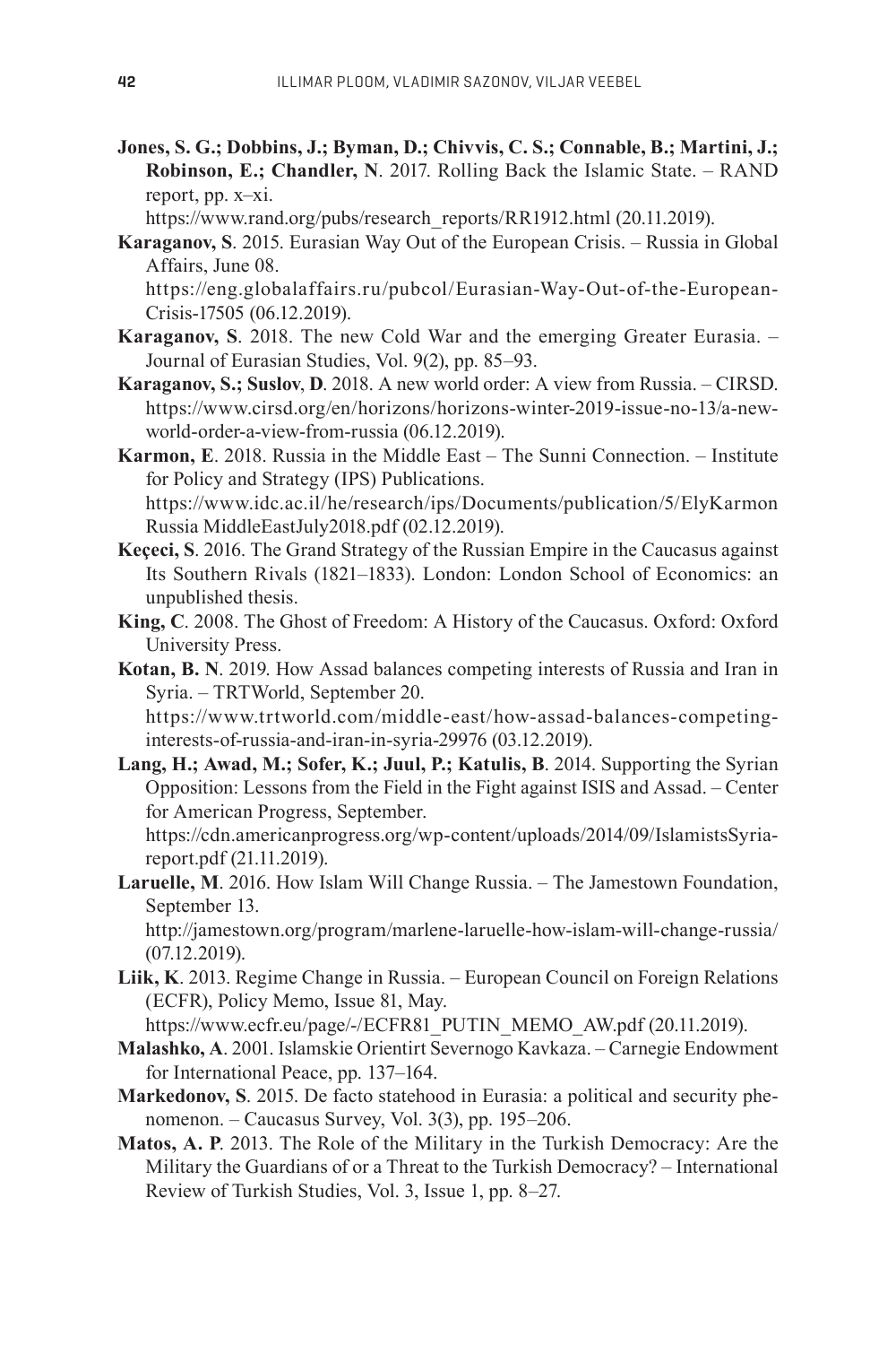**Jones, S. G.; Dobbins, J.; Byman, D.; Chivvis, C. S.; Connable, B.; Martini, J.; Robinson, E.; Chandler, N**. 2017. Rolling Back the Islamic State. – RAND report, pp. x–xi.
https://www.rand.org/pubs/research_reports/RR1912.html (20.11.2019).

**Karaganov, S**. 2015. Eurasian Way Out of the European Crisis. – Russia in Global Affairs, June 08.
https://eng.globalaffairs.ru/pubcol/Eurasian-Way-Out-of-the-European-Crisis-17505 (06.12.2019).

**Karaganov, S**. 2018. The new Cold War and the emerging Greater Eurasia. – Journal of Eurasian Studies, Vol. 9(2), pp. 85–93.

**Karaganov, S.; Suslov**, **D**. 2018. A new world order: A view from Russia. – CIRSD. https://www.cirsd.org/en/horizons/horizons-winter-2019-issue-no-13/a-new-world-order-a-view-from-russia (06.12.2019).

**Karmon, E**. 2018. Russia in the Middle East – The Sunni Connection. – Institute for Policy and Strategy (IPS) Publications.
https://www.idc.ac.il/he/research/ips/Documents/publication/5/ElyKarmon Russia MiddleEastJuly2018.pdf (02.12.2019).

**Keçeci, S**. 2016. The Grand Strategy of the Russian Empire in the Caucasus against Its Southern Rivals (1821–1833). London: London School of Economics: an unpublished thesis.

**King, C**. 2008. The Ghost of Freedom: A History of the Caucasus. Oxford: Oxford University Press.

**Kotan, B. N**. 2019. How Assad balances competing interests of Russia and Iran in Syria. – TRTWorld, September 20.
https://www.trtworld.com/middle-east/how-assad-balances-competing-interests-of-russia-and-iran-in-syria-29976 (03.12.2019).

**Lang, H.; Awad, M.; Sofer, K.; Juul, P.; Katulis, B**. 2014. Supporting the Syrian Opposition: Lessons from the Field in the Fight against ISIS and Assad. – Center for American Progress, September.
https://cdn.americanprogress.org/wp-content/uploads/2014/09/IslamistsSyria-report.pdf (21.11.2019).

**Laruelle, M**. 2016. How Islam Will Change Russia. – The Jamestown Foundation, September 13.
http://jamestown.org/program/marlene-laruelle-how-islam-will-change-russia/ (07.12.2019).

**Liik, K**. 2013. Regime Change in Russia. – European Council on Foreign Relations (ECFR), Policy Memo, Issue 81, May.
https://www.ecfr.eu/page/-/ECFR81_PUTIN_MEMO_AW.pdf (20.11.2019).

**Malashko, A**. 2001. Islamskie Orientirt Severnogo Kavkaza. – Carnegie Endowment for International Peace, pp. 137–164.

**Markedonov, S**. 2015. De facto statehood in Eurasia: a political and security phenomenon. – Caucasus Survey, Vol. 3(3), pp. 195–206.

**Matos, A. P**. 2013. The Role of the Military in the Turkish Democracy: Are the Military the Guardians of or a Threat to the Turkish Democracy? – International Review of Turkish Studies, Vol. 3, Issue 1, pp. 8–27.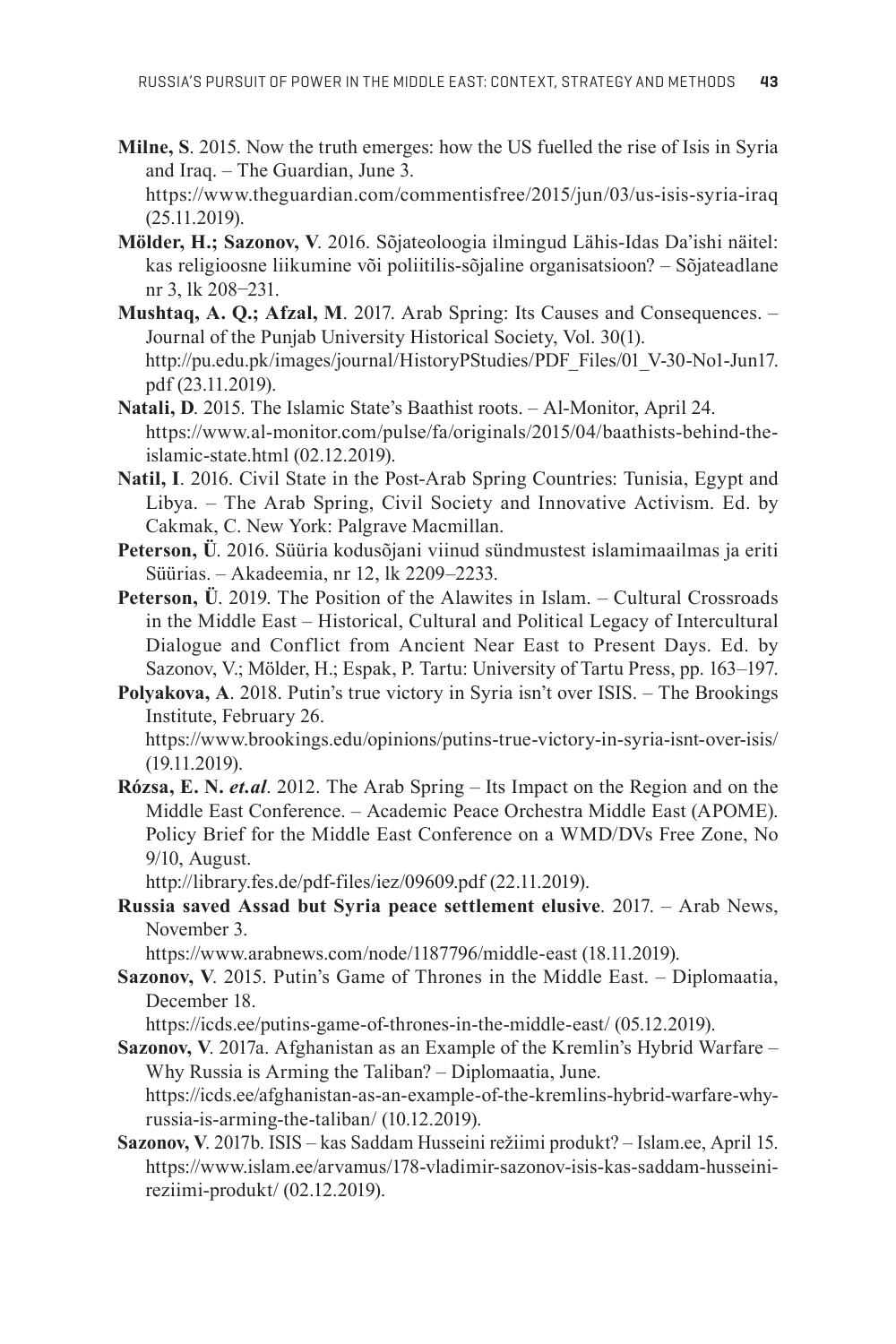**Milne, S**. 2015. Now the truth emerges: how the US fuelled the rise of Isis in Syria and Iraq. – The Guardian, June 3. https://www.theguardian.com/commentisfree/2015/jun/03/us-isis-syria-iraq (25.11.2019).

**Mölder, H.; Sazonov, V**. 2016. Sõjateoloogia ilmingud Lähis-Idas Da'ishi näitel: kas religioosne liikumine või poliitilis-sõjaline organisatsioon? – Sõjateadlane nr 3, lk 208–231.

**Mushtaq, A. Q.; Afzal, M**. 2017. Arab Spring: Its Causes and Consequences. – Journal of the Punjab University Historical Society, Vol. 30(1). http://pu.edu.pk/images/journal/HistoryPStudies/PDF_Files/01_V-30-No1-Jun17.pdf (23.11.2019).

**Natali, D**. 2015. The Islamic State's Baathist roots. – Al-Monitor, April 24. https://www.al-monitor.com/pulse/fa/originals/2015/04/baathists-behind-the-islamic-state.html (02.12.2019).

**Natil, I**. 2016. Civil State in the Post-Arab Spring Countries: Tunisia, Egypt and Libya. – The Arab Spring, Civil Society and Innovative Activism. Ed. by Cakmak, C. New York: Palgrave Macmillan.

**Peterson, Ü**. 2016. Süüria kodusõjani viinud sündmustest islamimaailmas ja eriti Süürias. – Akadeemia, nr 12, lk 2209–2233.

**Peterson, Ü**. 2019. The Position of the Alawites in Islam. – Cultural Crossroads in the Middle East – Historical, Cultural and Political Legacy of Intercultural Dialogue and Conflict from Ancient Near East to Present Days. Ed. by Sazonov, V.; Mölder, H.; Espak, P. Tartu: University of Tartu Press, pp. 163–197.

**Polyakova, A**. 2018. Putin's true victory in Syria isn't over ISIS. – The Brookings Institute, February 26. https://www.brookings.edu/opinions/putins-true-victory-in-syria-isnt-over-isis/ (19.11.2019).

**Rózsa, E. N. *et.al***. 2012. The Arab Spring – Its Impact on the Region and on the Middle East Conference. – Academic Peace Orchestra Middle East (APOME). Policy Brief for the Middle East Conference on a WMD/DVs Free Zone, No 9/10, August. http://library.fes.de/pdf-files/iez/09609.pdf (22.11.2019).

**Russia saved Assad but Syria peace settlement elusive**. 2017. – Arab News, November 3. https://www.arabnews.com/node/1187796/middle-east (18.11.2019).

**Sazonov, V**. 2015. Putin's Game of Thrones in the Middle East. – Diplomaatia, December 18. https://icds.ee/putins-game-of-thrones-in-the-middle-east/ (05.12.2019).

**Sazonov, V**. 2017a. Afghanistan as an Example of the Kremlin's Hybrid Warfare – Why Russia is Arming the Taliban? – Diplomaatia, June. https://icds.ee/afghanistan-as-an-example-of-the-kremlins-hybrid-warfare-why-russia-is-arming-the-taliban/ (10.12.2019).

**Sazonov, V**. 2017b. ISIS – kas Saddam Husseini režiimi produkt? – Islam.ee, April 15. https://www.islam.ee/arvamus/178-vladimir-sazonov-isis-kas-saddam-husseini-reziimi-produkt/ (02.12.2019).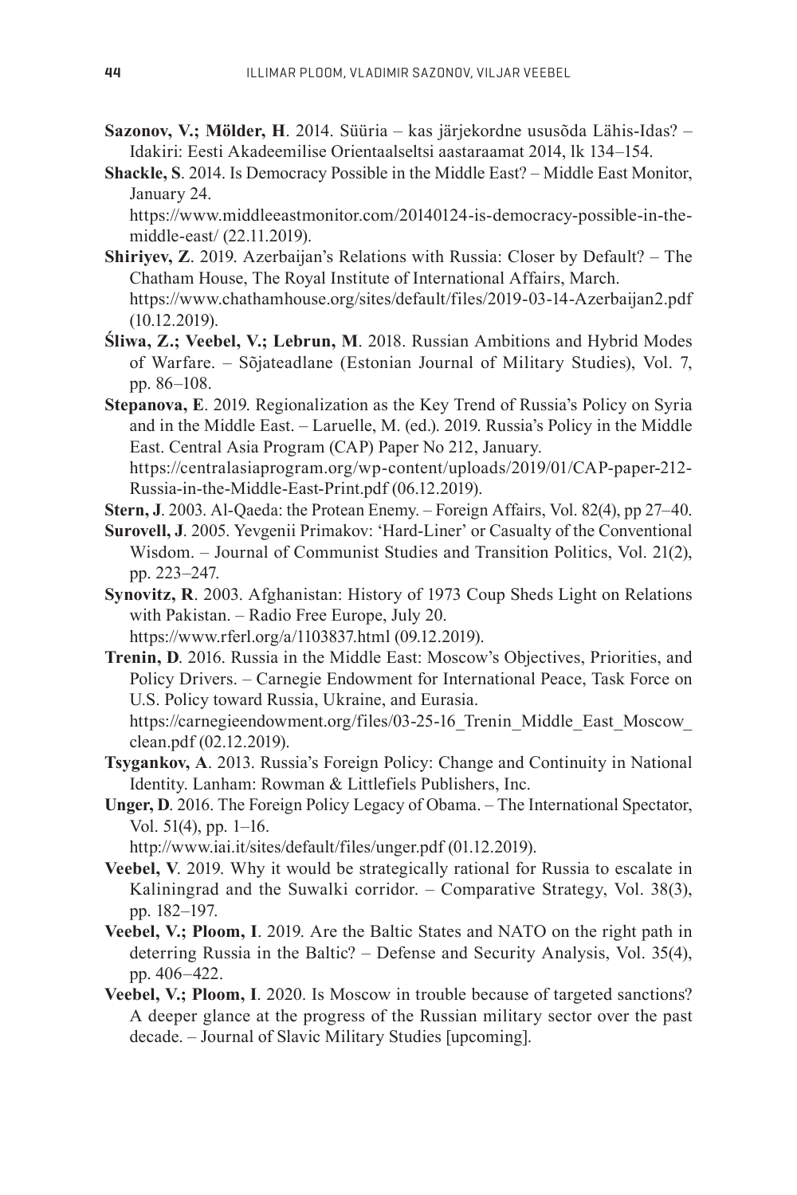**Sazonov, V.; Mölder, H**. 2014. Süüria – kas järjekordne ususõda Lähis-Idas? – Idakiri: Eesti Akadeemilise Orientaalseltsi aastaraamat 2014, lk 134–154.

**Shackle, S**. 2014. Is Democracy Possible in the Middle East? – Middle East Monitor, January 24.
https://www.middleeastmonitor.com/20140124-is-democracy-possible-in-the-middle-east/ (22.11.2019).

**Shiriyev, Z**. 2019. Azerbaijan's Relations with Russia: Closer by Default? – The Chatham House, The Royal Institute of International Affairs, March.
https://www.chathamhouse.org/sites/default/files/2019-03-14-Azerbaijan2.pdf (10.12.2019).

**Śliwa, Z.; Veebel, V.; Lebrun, M**. 2018. Russian Ambitions and Hybrid Modes of Warfare. – Sõjateadlane (Estonian Journal of Military Studies), Vol. 7, pp. 86–108.

**Stepanova, E**. 2019. Regionalization as the Key Trend of Russia's Policy on Syria and in the Middle East. – Laruelle, M. (ed.). 2019. Russia's Policy in the Middle East. Central Asia Program (CAP) Paper No 212, January.
https://centralasiaprogram.org/wp-content/uploads/2019/01/CAP-paper-212-Russia-in-the-Middle-East-Print.pdf (06.12.2019).

**Stern, J**. 2003. Al-Qaeda: the Protean Enemy. – Foreign Affairs, Vol. 82(4), pp 27–40.

**Surovell, J**. 2005. Yevgenii Primakov: 'Hard-Liner' or Casualty of the Conventional Wisdom. – Journal of Communist Studies and Transition Politics, Vol. 21(2), pp. 223–247.

**Synovitz, R**. 2003. Afghanistan: History of 1973 Coup Sheds Light on Relations with Pakistan. – Radio Free Europe, July 20.
https://www.rferl.org/a/1103837.html (09.12.2019).

**Trenin, D**. 2016. Russia in the Middle East: Moscow's Objectives, Priorities, and Policy Drivers. – Carnegie Endowment for International Peace, Task Force on U.S. Policy toward Russia, Ukraine, and Eurasia.
https://carnegieendowment.org/files/03-25-16_Trenin_Middle_East_Moscow_clean.pdf (02.12.2019).

**Tsygankov, A**. 2013. Russia's Foreign Policy: Change and Continuity in National Identity. Lanham: Rowman & Littlefiels Publishers, Inc.

**Unger, D**. 2016. The Foreign Policy Legacy of Obama. – The International Spectator, Vol. 51(4), pp. 1–16.
http://www.iai.it/sites/default/files/unger.pdf (01.12.2019).

**Veebel, V**. 2019. Why it would be strategically rational for Russia to escalate in Kaliningrad and the Suwalki corridor. – Comparative Strategy, Vol. 38(3), pp. 182–197.

**Veebel, V.; Ploom, I**. 2019. Are the Baltic States and NATO on the right path in deterring Russia in the Baltic? – Defense and Security Analysis, Vol. 35(4), pp. 406–422.

**Veebel, V.; Ploom, I**. 2020. Is Moscow in trouble because of targeted sanctions? A deeper glance at the progress of the Russian military sector over the past decade. – Journal of Slavic Military Studies [upcoming].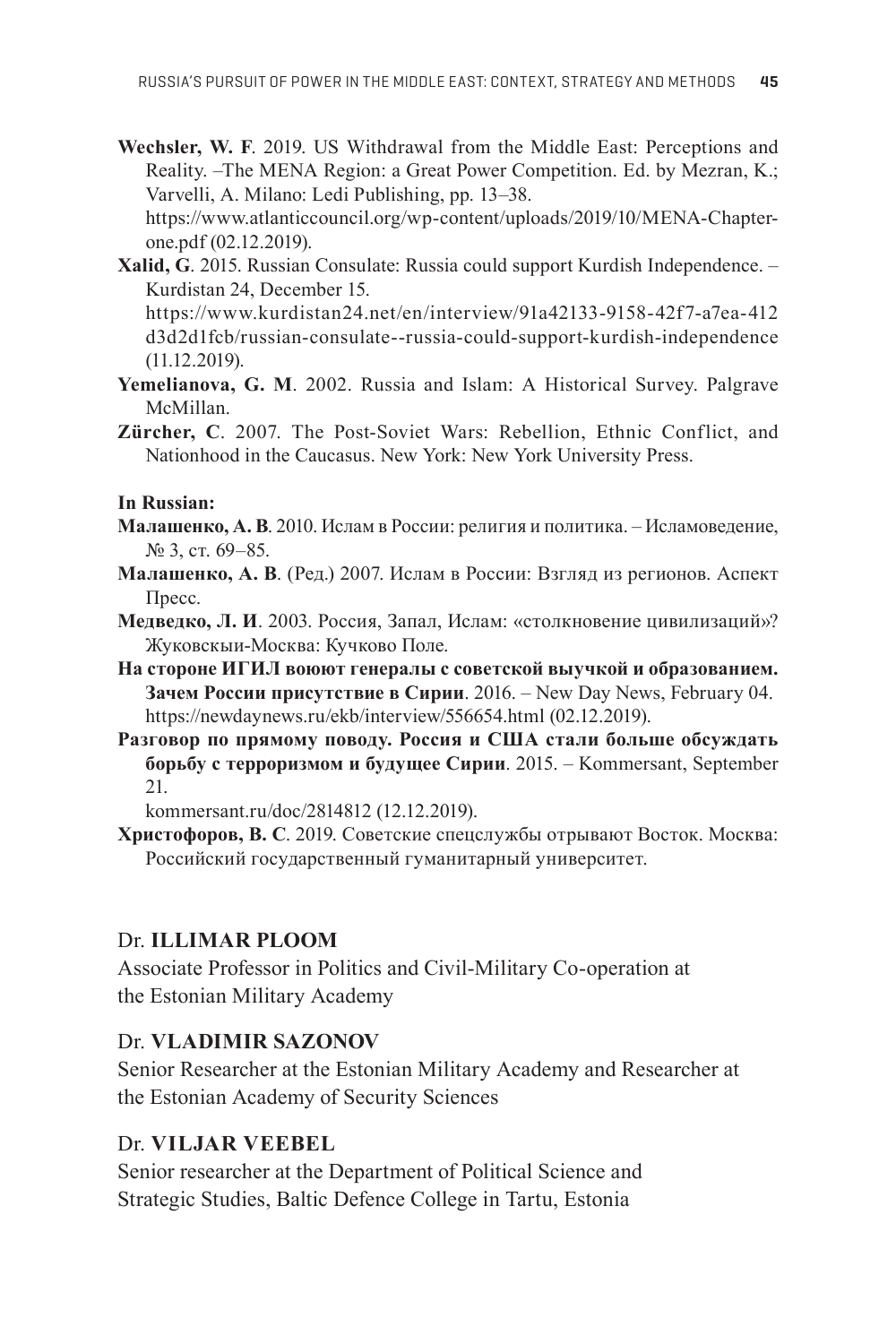**Wechsler, W. F**. 2019. US Withdrawal from the Middle East: Perceptions and Reality. –The MENA Region: a Great Power Competition. Ed. by Mezran, K.; Varvelli, A. Milano: Ledi Publishing, pp. 13–38. https://www.atlanticcouncil.org/wp-content/uploads/2019/10/MENA-Chapter-one.pdf (02.12.2019).

**Xalid, G**. 2015. Russian Consulate: Russia could support Kurdish Independence. – Kurdistan 24, December 15. https://www.kurdistan24.net/en/interview/91a42133-9158-42f7-a7ea-412d3d2d1fcb/russian-consulate--russia-could-support-kurdish-independence (11.12.2019).

**Yemelianova, G. M**. 2002. Russia and Islam: A Historical Survey. Palgrave McMillan.

**Zürcher, C**. 2007. The Post-Soviet Wars: Rebellion, Ethnic Conflict, and Nationhood in the Caucasus. New York: New York University Press.

**In Russian:**

**Малашенко, А. В**. 2010. Ислам в России: религия и политика. – Исламоведение, № 3, ст. 69–85.

**Малашенко, А. В**. (Ред.) 2007. Ислам в России: Взгляд из регионов. Аспект Пресс.

**Медведко, Л. И**. 2003. Россия, Запал, Ислам: «столкновение цивилизаций»? Жуковскыи-Москва: Кучково Поле.

**На стороне ИГИЛ воюют генералы с советской выучкой и образованием. Зачем России присутствие в Сирии**. 2016. – New Day News, February 04. https://newdaynews.ru/ekb/interview/556654.html (02.12.2019).

**Разговор по прямому поводу. Россия и США стали больше обсуждать борьбу с терроризмом и будущее Сирии**. 2015. – Kommersant, September 21. kommersant.ru/doc/2814812 (12.12.2019).

**Христофоров, В. С**. 2019. Советские спецслужбы отрывают Восток. Москва: Российский государственный гуманитарный университет.

Dr. **ILLIMAR PLOOM**

Associate Professor in Politics and Civil-Military Co-operation at the Estonian Military Academy

Dr. **VLADIMIR SAZONOV**

Senior Researcher at the Estonian Military Academy and Researcher at the Estonian Academy of Security Sciences

Dr. **VILJAR VEEBEL**

Senior researcher at the Department of Political Science and Strategic Studies, Baltic Defence College in Tartu, Estonia